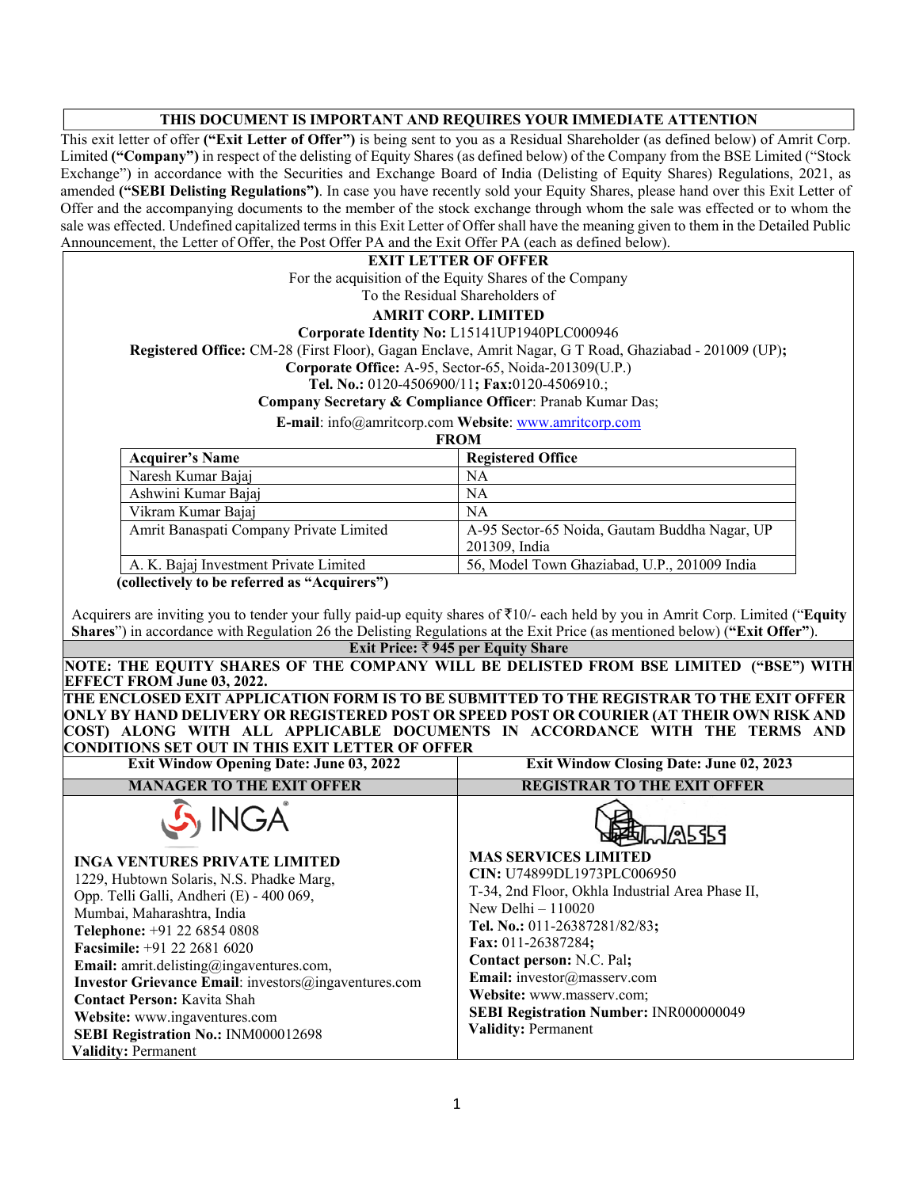**THIS DOCUMENT IS IMPORTANT AND REQUIRES YOUR IMMEDIATE ATTENTION**

This exit letter of offer **("Exit Letter of Offer")** is being sent to you as a Residual Shareholder (as defined below) of Amrit Corp. Limited **("Company")** in respect of the delisting of Equity Shares (as defined below) of the Company from the BSE Limited ("Stock Exchange") in accordance with the Securities and Exchange Board of India (Delisting of Equity Shares) Regulations, 2021, as amended **("SEBI Delisting Regulations")**. In case you have recently sold your Equity Shares, please hand over this Exit Letter of Offer and the accompanying documents to the member of the stock exchange through whom the sale was effected or to whom the sale was effected. Undefined capitalized terms in this Exit Letter of Offer shall have the meaning given to them in the Detailed Public Announcement, the Letter of Offer, the Post Offer PA and the Exit Offer PA (each as defined below).

# EXIT LETTER OF OFFER

For the acquisition of the Equity Shares of the Company

To the Residual Shareholders of

## AMRIT CORP. LIMITED

**Corporate Identity No:** L15141UP1940PLC000946

**Registered Office:** CM-28 (First Floor), Gagan Enclave, Amrit Nagar, G T Road, Ghaziabad - 201009 (UP)**;**

**Corporate Office:** A-95, Sector-65, Noida-201309(U.P.)

**Tel. No.:** 0120-4506900/11**; Fax:**0120-4506910.;

**Company Secretary & Compliance Officer**: Pranab Kumar Das;

**E-mail**: info@amritcorp.com **Website**: www.amritcorp.com

**FROM**

| Acquirer's Name | Registered Office |
|---|---|
| Naresh Kumar Bajaj | NA |
| Ashwini Kumar Bajaj | NA |
| Vikram Kumar Bajaj | NA |
| Amrit Banaspati Company Private Limited | A-95 Sector-65 Noida, Gautam Buddha Nagar, UP 201309, India |
| A. K. Bajaj Investment Private Limited | 56, Model Town Ghaziabad, U.P., 201009 India |

**(collectively to be referred as "Acquirers")**

Acquirers are inviting you to tender your fully paid-up equity shares of ₹10/- each held by you in Amrit Corp. Limited ("**Equity Shares**") in accordance with Regulation 26 the Delisting Regulations at the Exit Price (as mentioned below) (**"Exit Offer"**).

**Exit Price: ₹ 945 per Equity Share**

**NOTE: THE EQUITY SHARES OF THE COMPANY WILL BE DELISTED FROM BSE LIMITED ("BSE") WITH EFFECT FROM June 03, 2022.**

**THE ENCLOSED EXIT APPLICATION FORM IS TO BE SUBMITTED TO THE REGISTRAR TO THE EXIT OFFER ONLY BY HAND DELIVERY OR REGISTERED POST OR SPEED POST OR COURIER (AT THEIR OWN RISK AND COST) ALONG WITH ALL APPLICABLE DOCUMENTS IN ACCORDANCE WITH THE TERMS AND CONDITIONS SET OUT IN THIS EXIT LETTER OF OFFER**

| Exit Window Opening Date: June 03, 2022 | Exit Window Closing Date: June 02, 2023 |
|---|---|
| **MANAGER TO THE EXIT OFFER** | **REGISTRAR TO THE EXIT OFFER** |
| INGA<br><br>**INGA VENTURES PRIVATE LIMITED**<br>1229, Hubtown Solaris, N.S. Phadke Marg,<br>Opp. Telli Galli, Andheri (E) - 400 069,<br>Mumbai, Maharashtra, India<br>**Telephone:** +91 22 6854 0808<br>**Facsimile:** +91 22 2681 6020<br>**Email:** amrit.delisting@ingaventures.com,<br>**Investor Grievance Email**: investors@ingaventures.com<br>**Contact Person:** Kavita Shah<br>**Website:** www.ingaventures.com<br>**SEBI Registration No.:** INM000012698<br>**Validity:** Permanent | MASS<br><br>**MAS SERVICES LIMITED**<br>**CIN:** U74899DL1973PLC006950<br>T-34, 2nd Floor, Okhla Industrial Area Phase II,<br>New Delhi – 110020<br>**Tel. No.:** 011-26387281/82/83**;**<br>**Fax:** 011-26387284**;**<br>**Contact person:** N.C. Pal**;**<br>**Email:** investor@masserv.com<br>**Website:** www.masserv.com;<br>**SEBI Registration Number:** INR000000049<br>**Validity:** Permanent |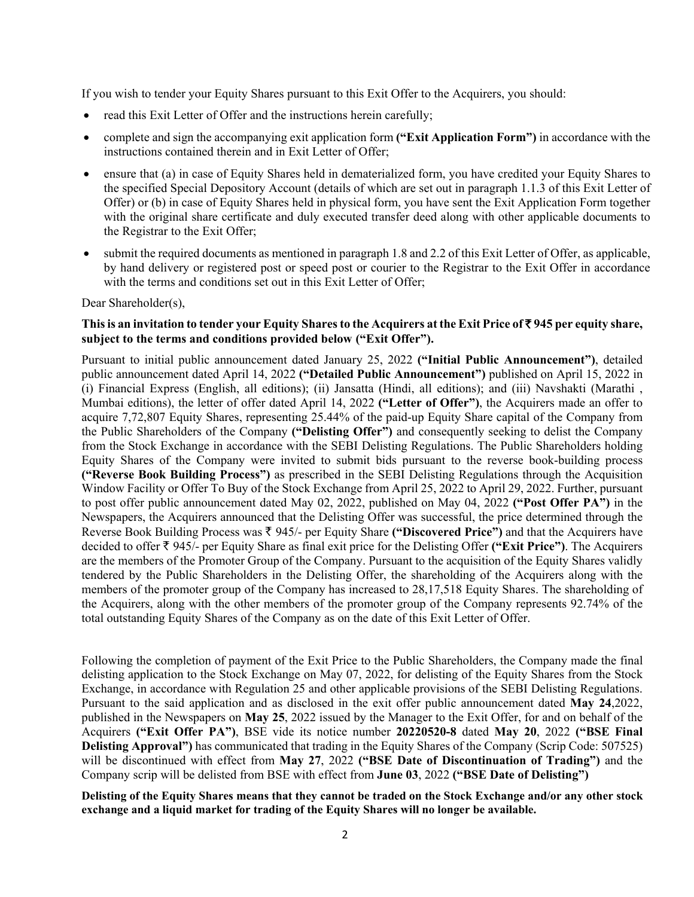If you wish to tender your Equity Shares pursuant to this Exit Offer to the Acquirers, you should:

- read this Exit Letter of Offer and the instructions herein carefully;
- complete and sign the accompanying exit application form **("Exit Application Form")** in accordance with the instructions contained therein and in Exit Letter of Offer;
- ensure that (a) in case of Equity Shares held in dematerialized form, you have credited your Equity Shares to the specified Special Depository Account (details of which are set out in paragraph 1.1.3 of this Exit Letter of Offer) or (b) in case of Equity Shares held in physical form, you have sent the Exit Application Form together with the original share certificate and duly executed transfer deed along with other applicable documents to the Registrar to the Exit Offer;
- submit the required documents as mentioned in paragraph 1.8 and 2.2 of this Exit Letter of Offer, as applicable, by hand delivery or registered post or speed post or courier to the Registrar to the Exit Offer in accordance with the terms and conditions set out in this Exit Letter of Offer;

Dear Shareholder(s),

**This is an invitation to tender your Equity Shares to the Acquirers at the Exit Price of ₹ 945 per equity share, subject to the terms and conditions provided below ("Exit Offer").**

Pursuant to initial public announcement dated January 25, 2022 **("Initial Public Announcement")**, detailed public announcement dated April 14, 2022 **("Detailed Public Announcement")** published on April 15, 2022 in (i) Financial Express (English, all editions); (ii) Jansatta (Hindi, all editions); and (iii) Navshakti (Marathi , Mumbai editions), the letter of offer dated April 14, 2022 **("Letter of Offer")**, the Acquirers made an offer to acquire 7,72,807 Equity Shares, representing 25.44% of the paid-up Equity Share capital of the Company from the Public Shareholders of the Company **("Delisting Offer")** and consequently seeking to delist the Company from the Stock Exchange in accordance with the SEBI Delisting Regulations. The Public Shareholders holding Equity Shares of the Company were invited to submit bids pursuant to the reverse book-building process **("Reverse Book Building Process")** as prescribed in the SEBI Delisting Regulations through the Acquisition Window Facility or Offer To Buy of the Stock Exchange from April 25, 2022 to April 29, 2022. Further, pursuant to post offer public announcement dated May 02, 2022, published on May 04, 2022 **("Post Offer PA")** in the Newspapers, the Acquirers announced that the Delisting Offer was successful, the price determined through the Reverse Book Building Process was ₹ 945/- per Equity Share **("Discovered Price")** and that the Acquirers have decided to offer ₹ 945/- per Equity Share as final exit price for the Delisting Offer **("Exit Price")**. The Acquirers are the members of the Promoter Group of the Company. Pursuant to the acquisition of the Equity Shares validly tendered by the Public Shareholders in the Delisting Offer, the shareholding of the Acquirers along with the members of the promoter group of the Company has increased to 28,17,518 Equity Shares. The shareholding of the Acquirers, along with the other members of the promoter group of the Company represents 92.74% of the total outstanding Equity Shares of the Company as on the date of this Exit Letter of Offer.

Following the completion of payment of the Exit Price to the Public Shareholders, the Company made the final delisting application to the Stock Exchange on May 07, 2022, for delisting of the Equity Shares from the Stock Exchange, in accordance with Regulation 25 and other applicable provisions of the SEBI Delisting Regulations. Pursuant to the said application and as disclosed in the exit offer public announcement dated **May 24**,2022, published in the Newspapers on **May 25**, 2022 issued by the Manager to the Exit Offer, for and on behalf of the Acquirers **("Exit Offer PA")**, BSE vide its notice number **20220520-8** dated **May 20**, 2022 **("BSE Final Delisting Approval")** has communicated that trading in the Equity Shares of the Company (Scrip Code: 507525) will be discontinued with effect from **May 27**, 2022 **("BSE Date of Discontinuation of Trading")** and the Company scrip will be delisted from BSE with effect from **June 03**, 2022 **("BSE Date of Delisting")**

**Delisting of the Equity Shares means that they cannot be traded on the Stock Exchange and/or any other stock exchange and a liquid market for trading of the Equity Shares will no longer be available.**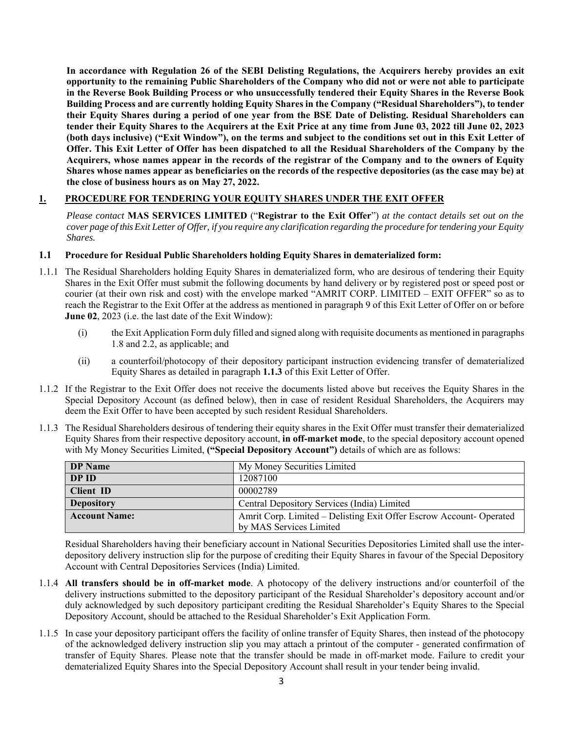**In accordance with Regulation 26 of the SEBI Delisting Regulations, the Acquirers hereby provides an exit opportunity to the remaining Public Shareholders of the Company who did not or were not able to participate in the Reverse Book Building Process or who unsuccessfully tendered their Equity Shares in the Reverse Book Building Process and are currently holding Equity Shares in the Company ("Residual Shareholders"), to tender their Equity Shares during a period of one year from the BSE Date of Delisting. Residual Shareholders can tender their Equity Shares to the Acquirers at the Exit Price at any time from June 03, 2022 till June 02, 2023 (both days inclusive) ("Exit Window"), on the terms and subject to the conditions set out in this Exit Letter of Offer. This Exit Letter of Offer has been dispatched to all the Residual Shareholders of the Company by the Acquirers, whose names appear in the records of the registrar of the Company and to the owners of Equity Shares whose names appear as beneficiaries on the records of the respective depositories (as the case may be) at the close of business hours as on May 27, 2022.**

## 1. PROCEDURE FOR TENDERING YOUR EQUITY SHARES UNDER THE EXIT OFFER

*Please contact* **MAS SERVICES LIMITED** ("**Registrar to the Exit Offer**") *at the contact details set out on the cover page of this Exit Letter of Offer, if you require any clarification regarding the procedure for tendering your Equity Shares.*

### 1.1 Procedure for Residual Public Shareholders holding Equity Shares in dematerialized form:

1.1.1 The Residual Shareholders holding Equity Shares in dematerialized form, who are desirous of tendering their Equity Shares in the Exit Offer must submit the following documents by hand delivery or by registered post or speed post or courier (at their own risk and cost) with the envelope marked "AMRIT CORP. LIMITED – EXIT OFFER" so as to reach the Registrar to the Exit Offer at the address as mentioned in paragraph 9 of this Exit Letter of Offer on or before **June 02**, 2023 (i.e. the last date of the Exit Window):

(i) the Exit Application Form duly filled and signed along with requisite documents as mentioned in paragraphs 1.8 and 2.2, as applicable; and

(ii) a counterfoil/photocopy of their depository participant instruction evidencing transfer of dematerialized Equity Shares as detailed in paragraph **1.1.3** of this Exit Letter of Offer.

1.1.2 If the Registrar to the Exit Offer does not receive the documents listed above but receives the Equity Shares in the Special Depository Account (as defined below), then in case of resident Residual Shareholders, the Acquirers may deem the Exit Offer to have been accepted by such resident Residual Shareholders.

1.1.3 The Residual Shareholders desirous of tendering their equity shares in the Exit Offer must transfer their dematerialized Equity Shares from their respective depository account, **in off-market mode**, to the special depository account opened with My Money Securities Limited, **("Special Depository Account")** details of which are as follows:

| **DP Name** | My Money Securities Limited |
|---|---|
| **DP ID** | 12087100 |
| **Client ID** | 00002789 |
| **Depository** | Central Depository Services (India) Limited |
| **Account Name:** | Amrit Corp. Limited – Delisting Exit Offer Escrow Account- Operated by MAS Services Limited |

Residual Shareholders having their beneficiary account in National Securities Depositories Limited shall use the inter-depository delivery instruction slip for the purpose of crediting their Equity Shares in favour of the Special Depository Account with Central Depositories Services (India) Limited.

1.1.4 **All transfers should be in off-market mode**. A photocopy of the delivery instructions and/or counterfoil of the delivery instructions submitted to the depository participant of the Residual Shareholder's depository account and/or duly acknowledged by such depository participant crediting the Residual Shareholder's Equity Shares to the Special Depository Account, should be attached to the Residual Shareholder's Exit Application Form.

1.1.5 In case your depository participant offers the facility of online transfer of Equity Shares, then instead of the photocopy of the acknowledged delivery instruction slip you may attach a printout of the computer - generated confirmation of transfer of Equity Shares. Please note that the transfer should be made in off-market mode. Failure to credit your dematerialized Equity Shares into the Special Depository Account shall result in your tender being invalid.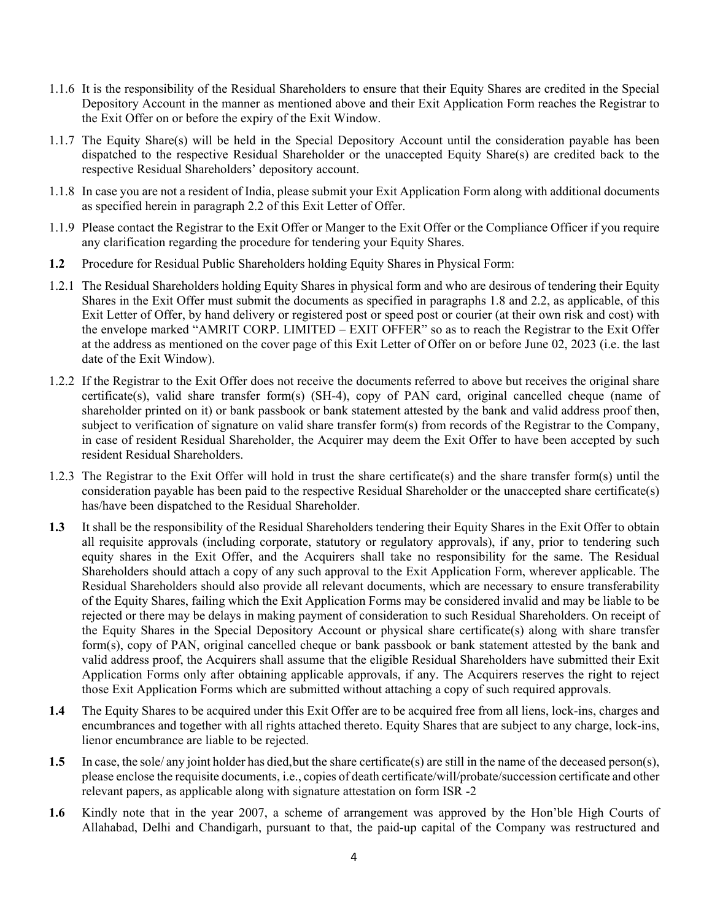1.1.6 It is the responsibility of the Residual Shareholders to ensure that their Equity Shares are credited in the Special Depository Account in the manner as mentioned above and their Exit Application Form reaches the Registrar to the Exit Offer on or before the expiry of the Exit Window.

1.1.7 The Equity Share(s) will be held in the Special Depository Account until the consideration payable has been dispatched to the respective Residual Shareholder or the unaccepted Equity Share(s) are credited back to the respective Residual Shareholders' depository account.

1.1.8 In case you are not a resident of India, please submit your Exit Application Form along with additional documents as specified herein in paragraph 2.2 of this Exit Letter of Offer.

1.1.9 Please contact the Registrar to the Exit Offer or Manger to the Exit Offer or the Compliance Officer if you require any clarification regarding the procedure for tendering your Equity Shares.

**1.2** Procedure for Residual Public Shareholders holding Equity Shares in Physical Form:

1.2.1 The Residual Shareholders holding Equity Shares in physical form and who are desirous of tendering their Equity Shares in the Exit Offer must submit the documents as specified in paragraphs 1.8 and 2.2, as applicable, of this Exit Letter of Offer, by hand delivery or registered post or speed post or courier (at their own risk and cost) with the envelope marked "AMRIT CORP. LIMITED – EXIT OFFER" so as to reach the Registrar to the Exit Offer at the address as mentioned on the cover page of this Exit Letter of Offer on or before June 02, 2023 (i.e. the last date of the Exit Window).

1.2.2 If the Registrar to the Exit Offer does not receive the documents referred to above but receives the original share certificate(s), valid share transfer form(s) (SH-4), copy of PAN card, original cancelled cheque (name of shareholder printed on it) or bank passbook or bank statement attested by the bank and valid address proof then, subject to verification of signature on valid share transfer form(s) from records of the Registrar to the Company, in case of resident Residual Shareholder, the Acquirer may deem the Exit Offer to have been accepted by such resident Residual Shareholders.

1.2.3 The Registrar to the Exit Offer will hold in trust the share certificate(s) and the share transfer form(s) until the consideration payable has been paid to the respective Residual Shareholder or the unaccepted share certificate(s) has/have been dispatched to the Residual Shareholder.

**1.3** It shall be the responsibility of the Residual Shareholders tendering their Equity Shares in the Exit Offer to obtain all requisite approvals (including corporate, statutory or regulatory approvals), if any, prior to tendering such equity shares in the Exit Offer, and the Acquirers shall take no responsibility for the same. The Residual Shareholders should attach a copy of any such approval to the Exit Application Form, wherever applicable. The Residual Shareholders should also provide all relevant documents, which are necessary to ensure transferability of the Equity Shares, failing which the Exit Application Forms may be considered invalid and may be liable to be rejected or there may be delays in making payment of consideration to such Residual Shareholders. On receipt of the Equity Shares in the Special Depository Account or physical share certificate(s) along with share transfer form(s), copy of PAN, original cancelled cheque or bank passbook or bank statement attested by the bank and valid address proof, the Acquirers shall assume that the eligible Residual Shareholders have submitted their Exit Application Forms only after obtaining applicable approvals, if any. The Acquirers reserves the right to reject those Exit Application Forms which are submitted without attaching a copy of such required approvals.

**1.4** The Equity Shares to be acquired under this Exit Offer are to be acquired free from all liens, lock-ins, charges and encumbrances and together with all rights attached thereto. Equity Shares that are subject to any charge, lock-ins, lienor encumbrance are liable to be rejected.

**1.5** In case, the sole/ any joint holder has died,but the share certificate(s) are still in the name of the deceased person(s), please enclose the requisite documents, i.e., copies of death certificate/will/probate/succession certificate and other relevant papers, as applicable along with signature attestation on form ISR -2

**1.6** Kindly note that in the year 2007, a scheme of arrangement was approved by the Hon'ble High Courts of Allahabad, Delhi and Chandigarh, pursuant to that, the paid-up capital of the Company was restructured and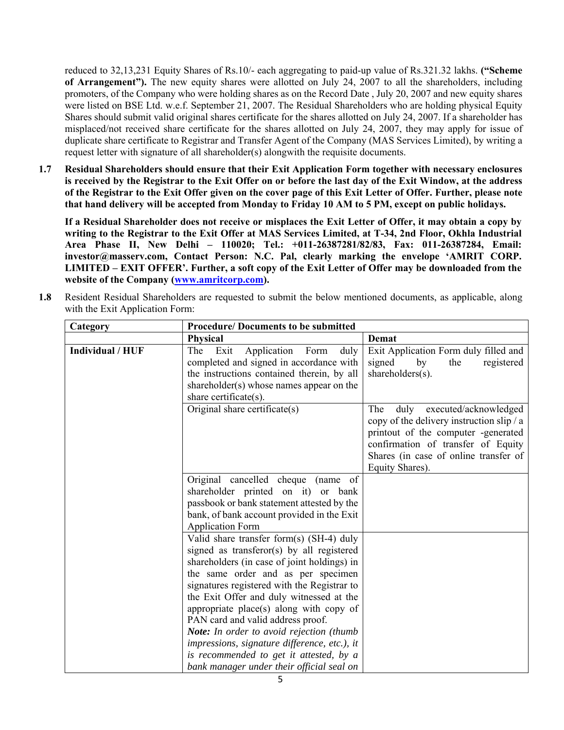reduced to 32,13,231 Equity Shares of Rs.10/- each aggregating to paid-up value of Rs.321.32 lakhs. **("Scheme of Arrangement").** The new equity shares were allotted on July 24, 2007 to all the shareholders, including promoters, of the Company who were holding shares as on the Record Date , July 20, 2007 and new equity shares were listed on BSE Ltd. w.e.f. September 21, 2007. The Residual Shareholders who are holding physical Equity Shares should submit valid original shares certificate for the shares allotted on July 24, 2007. If a shareholder has misplaced/not received share certificate for the shares allotted on July 24, 2007, they may apply for issue of duplicate share certificate to Registrar and Transfer Agent of the Company (MAS Services Limited), by writing a request letter with signature of all shareholder(s) alongwith the requisite documents.

**1.7 Residual Shareholders should ensure that their Exit Application Form together with necessary enclosures is received by the Registrar to the Exit Offer on or before the last day of the Exit Window, at the address of the Registrar to the Exit Offer given on the cover page of this Exit Letter of Offer. Further, please note that hand delivery will be accepted from Monday to Friday 10 AM to 5 PM, except on public holidays.**

**If a Residual Shareholder does not receive or misplaces the Exit Letter of Offer, it may obtain a copy by writing to the Registrar to the Exit Offer at MAS Services Limited, at T-34, 2nd Floor, Okhla Industrial Area Phase II, New Delhi – 110020; Tel.: +011-26387281/82/83, Fax: 011-26387284, Email: investor@masserv.com, Contact Person: N.C. Pal, clearly marking the envelope 'AMRIT CORP. LIMITED – EXIT OFFER'. Further, a soft copy of the Exit Letter of Offer may be downloaded from the website of the Company (www.amritcorp.com).**

**1.8** Resident Residual Shareholders are requested to submit the below mentioned documents, as applicable, along with the Exit Application Form:

| **Category** | **Procedure/ Documents to be submitted** | |
|---|---|---|
| | **Physical** | **Demat** |
| **Individual / HUF** | The Exit Application Form duly completed and signed in accordance with the instructions contained therein, by all shareholder(s) whose names appear on the share certificate(s). | Exit Application Form duly filled and signed by the registered shareholders(s). |
| | Original share certificate(s) | The duly executed/acknowledged copy of the delivery instruction slip / a printout of the computer -generated confirmation of transfer of Equity Shares (in case of online transfer of Equity Shares). |
| | Original cancelled cheque (name of shareholder printed on it) or bank passbook or bank statement attested by the bank, of bank account provided in the Exit Application Form | |
| | Valid share transfer form(s) (SH-4) duly signed as transferor(s) by all registered shareholders (in case of joint holdings) in the same order and as per specimen signatures registered with the Registrar to the Exit Offer and duly witnessed at the appropriate place(s) along with copy of PAN card and valid address proof. *Note: In order to avoid rejection (thumb impressions, signature difference, etc.), it is recommended to get it attested, by a bank manager under their official seal on* | |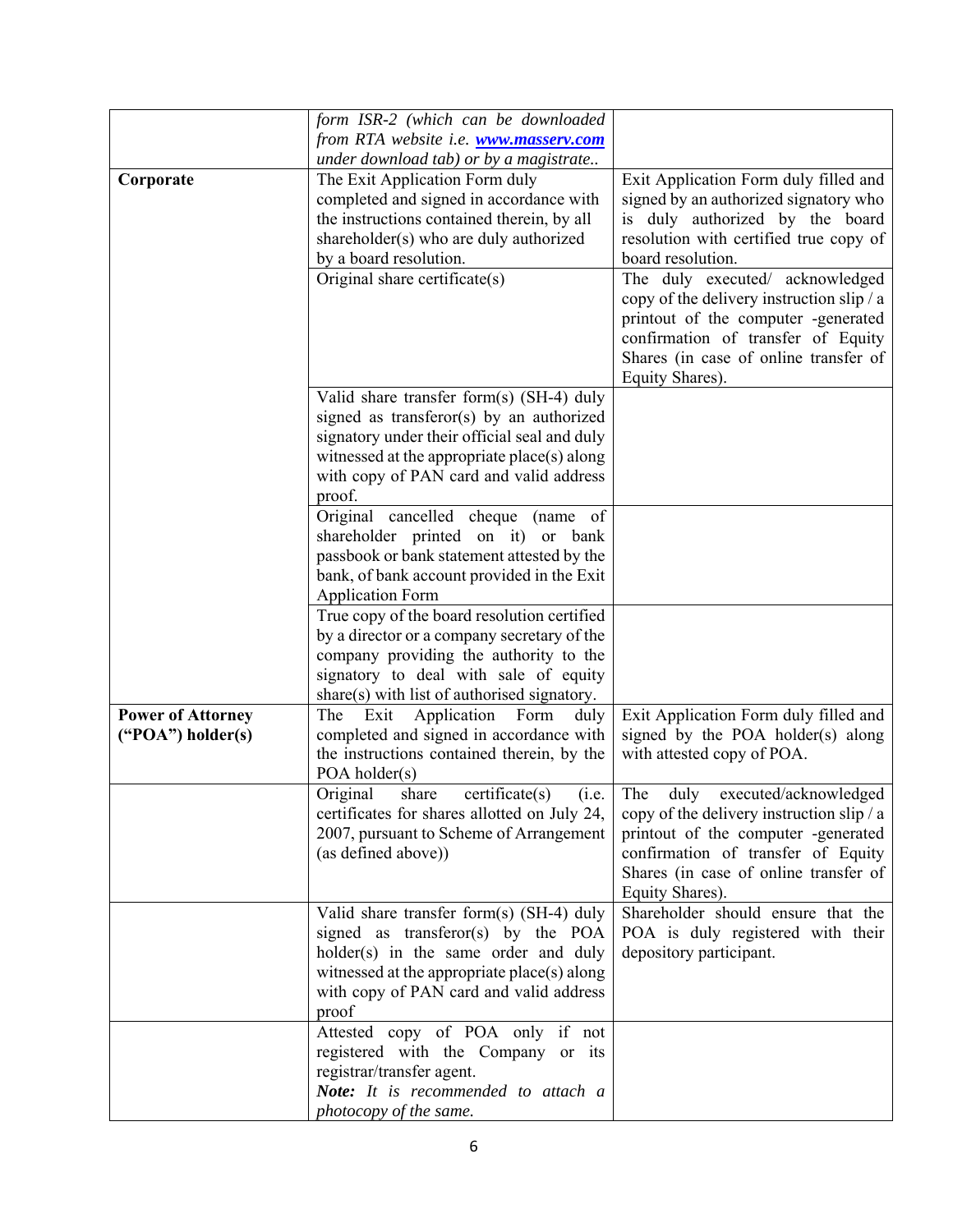| | | |
|---|---|---|
| | *form ISR-2 (which can be downloaded from RTA website i.e.* ***www.masserv.com*** *under download tab) or by a magistrate..* | |
| **Corporate** | The Exit Application Form duly completed and signed in accordance with the instructions contained therein, by all shareholder(s) who are duly authorized by a board resolution. | Exit Application Form duly filled and signed by an authorized signatory who is duly authorized by the board resolution with certified true copy of board resolution. |
| | Original share certificate(s) | The duly executed/ acknowledged copy of the delivery instruction slip / a printout of the computer -generated confirmation of transfer of Equity Shares (in case of online transfer of Equity Shares). |
| | Valid share transfer form(s) (SH-4) duly signed as transferor(s) by an authorized signatory under their official seal and duly witnessed at the appropriate place(s) along with copy of PAN card and valid address proof. | |
| | Original cancelled cheque (name of shareholder printed on it) or bank passbook or bank statement attested by the bank, of bank account provided in the Exit Application Form | |
| | True copy of the board resolution certified by a director or a company secretary of the company providing the authority to the signatory to deal with sale of equity share(s) with list of authorised signatory. | |
| **Power of Attorney ("POA") holder(s)** | The Exit Application Form duly completed and signed in accordance with the instructions contained therein, by the POA holder(s) | Exit Application Form duly filled and signed by the POA holder(s) along with attested copy of POA. |
| | Original share certificate(s) (i.e. certificates for shares allotted on July 24, 2007, pursuant to Scheme of Arrangement (as defined above)) | The duly executed/acknowledged copy of the delivery instruction slip / a printout of the computer -generated confirmation of transfer of Equity Shares (in case of online transfer of Equity Shares). |
| | Valid share transfer form(s) (SH-4) duly signed as transferor(s) by the POA holder(s) in the same order and duly witnessed at the appropriate place(s) along with copy of PAN card and valid address proof | Shareholder should ensure that the POA is duly registered with their depository participant. |
| | Attested copy of POA only if not registered with the Company or its registrar/transfer agent. ***Note:*** *It is recommended to attach a photocopy of the same.* | |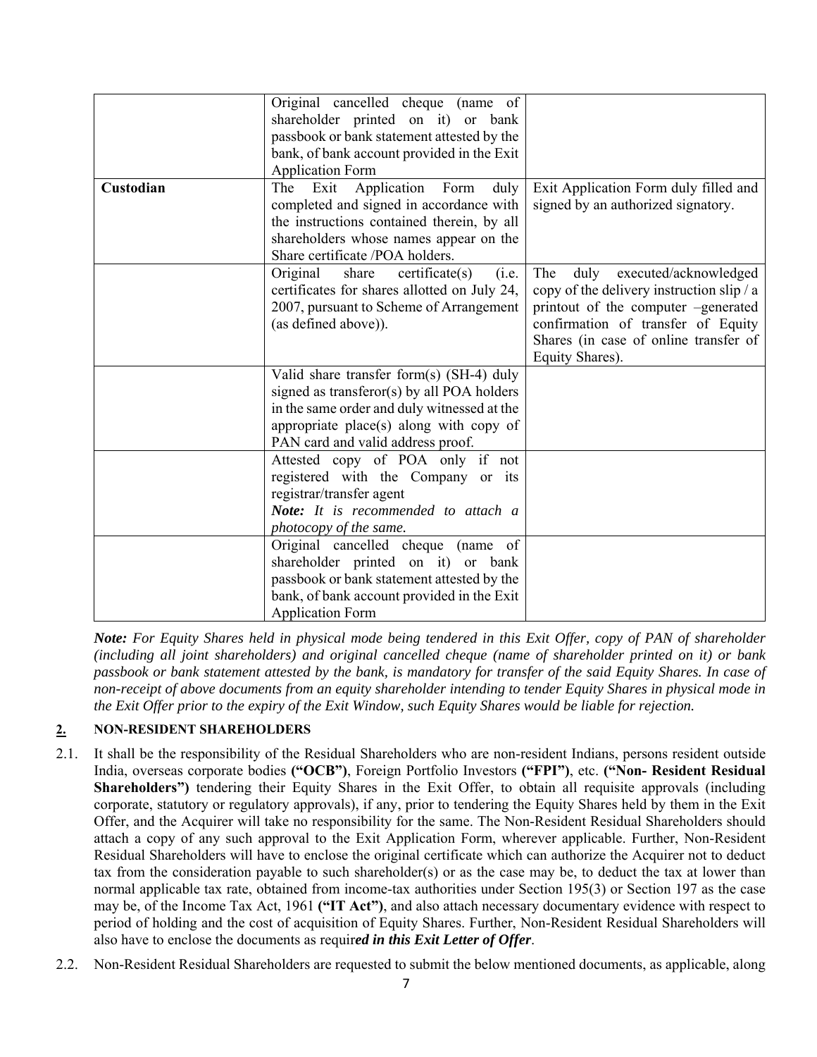| | | |
|---|---|---|
| | Original cancelled cheque (name of shareholder printed on it) or bank passbook or bank statement attested by the bank, of bank account provided in the Exit Application Form | |
| **Custodian** | The Exit Application Form duly completed and signed in accordance with the instructions contained therein, by all shareholders whose names appear on the Share certificate /POA holders. | Exit Application Form duly filled and signed by an authorized signatory. |
| | Original share certificate(s) (i.e. certificates for shares allotted on July 24, 2007, pursuant to Scheme of Arrangement (as defined above)). | The duly executed/acknowledged copy of the delivery instruction slip / a printout of the computer –generated confirmation of transfer of Equity Shares (in case of online transfer of Equity Shares). |
| | Valid share transfer form(s) (SH-4) duly signed as transferor(s) by all POA holders in the same order and duly witnessed at the appropriate place(s) along with copy of PAN card and valid address proof. | |
| | Attested copy of POA only if not registered with the Company or its registrar/transfer agent<br>***Note:** It is recommended to attach a photocopy of the same.* | |
| | Original cancelled cheque (name of shareholder printed on it) or bank passbook or bank statement attested by the bank, of bank account provided in the Exit Application Form | |

***Note:** For Equity Shares held in physical mode being tendered in this Exit Offer, copy of PAN of shareholder (including all joint shareholders) and original cancelled cheque (name of shareholder printed on it) or bank passbook or bank statement attested by the bank, is mandatory for transfer of the said Equity Shares. In case of non-receipt of above documents from an equity shareholder intending to tender Equity Shares in physical mode in the Exit Offer prior to the expiry of the Exit Window, such Equity Shares would be liable for rejection.*

## 2. NON-RESIDENT SHAREHOLDERS

2.1. It shall be the responsibility of the Residual Shareholders who are non-resident Indians, persons resident outside India, overseas corporate bodies **("OCB")**, Foreign Portfolio Investors **("FPI")**, etc. **("Non- Resident Residual Shareholders")** tendering their Equity Shares in the Exit Offer, to obtain all requisite approvals (including corporate, statutory or regulatory approvals), if any, prior to tendering the Equity Shares held by them in the Exit Offer, and the Acquirer will take no responsibility for the same. The Non-Resident Residual Shareholders should attach a copy of any such approval to the Exit Application Form, wherever applicable. Further, Non-Resident Residual Shareholders will have to enclose the original certificate which can authorize the Acquirer not to deduct tax from the consideration payable to such shareholder(s) or as the case may be, to deduct the tax at lower than normal applicable tax rate, obtained from income-tax authorities under Section 195(3) or Section 197 as the case may be, of the Income Tax Act, 1961 **("IT Act")**, and also attach necessary documentary evidence with respect to period of holding and the cost of acquisition of Equity Shares. Further, Non-Resident Residual Shareholders will also have to enclose the documents as requir***ed in this Exit Letter of Offer***.

2.2. Non-Resident Residual Shareholders are requested to submit the below mentioned documents, as applicable, along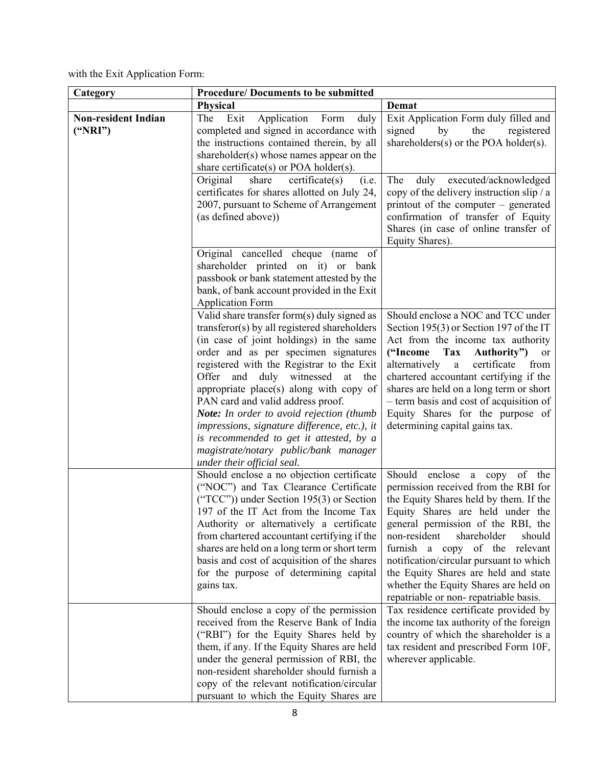with the Exit Application Form:

| Category | Procedure/ Documents to be submitted | |
|---|---|---|
| | **Physical** | **Demat** |
| **Non-resident Indian ("NRI")** | The Exit Application Form duly completed and signed in accordance with the instructions contained therein, by all shareholder(s) whose names appear on the share certificate(s) or POA holder(s). | Exit Application Form duly filled and signed by the registered shareholders(s) or the POA holder(s). |
| | Original share certificate(s) (i.e. certificates for shares allotted on July 24, 2007, pursuant to Scheme of Arrangement (as defined above)) | The duly executed/acknowledged copy of the delivery instruction slip / a printout of the computer – generated confirmation of transfer of Equity Shares (in case of online transfer of Equity Shares). |
| | Original cancelled cheque (name of shareholder printed on it) or bank passbook or bank statement attested by the bank, of bank account provided in the Exit Application Form | |
| | Valid share transfer form(s) duly signed as transferor(s) by all registered shareholders (in case of joint holdings) in the same order and as per specimen signatures registered with the Registrar to the Exit Offer and duly witnessed at the appropriate place(s) along with copy of PAN card and valid address proof. ***Note:*** *In order to avoid rejection (thumb impressions, signature difference, etc.), it is recommended to get it attested, by a magistrate/notary public/bank manager under their official seal.* | Should enclose a NOC and TCC under Section 195(3) or Section 197 of the IT Act from the income tax authority (**"Income Tax Authority"**) or alternatively a certificate from chartered accountant certifying if the shares are held on a long term or short – term basis and cost of acquisition of Equity Shares for the purpose of determining capital gains tax. |
| | Should enclose a no objection certificate ("NOC") and Tax Clearance Certificate ("TCC")) under Section 195(3) or Section 197 of the IT Act from the Income Tax Authority or alternatively a certificate from chartered accountant certifying if the shares are held on a long term or short term basis and cost of acquisition of the shares for the purpose of determining capital gains tax. | Should enclose a copy of the permission received from the RBI for the Equity Shares held by them. If the Equity Shares are held under the general permission of the RBI, the non-resident shareholder should furnish a copy of the relevant notification/circular pursuant to which the Equity Shares are held and state whether the Equity Shares are held on repatriable or non- repatriable basis. |
| | Should enclose a copy of the permission received from the Reserve Bank of India ("RBI") for the Equity Shares held by them, if any. If the Equity Shares are held under the general permission of RBI, the non-resident shareholder should furnish a copy of the relevant notification/circular pursuant to which the Equity Shares are | Tax residence certificate provided by the income tax authority of the foreign country of which the shareholder is a tax resident and prescribed Form 10F, wherever applicable. |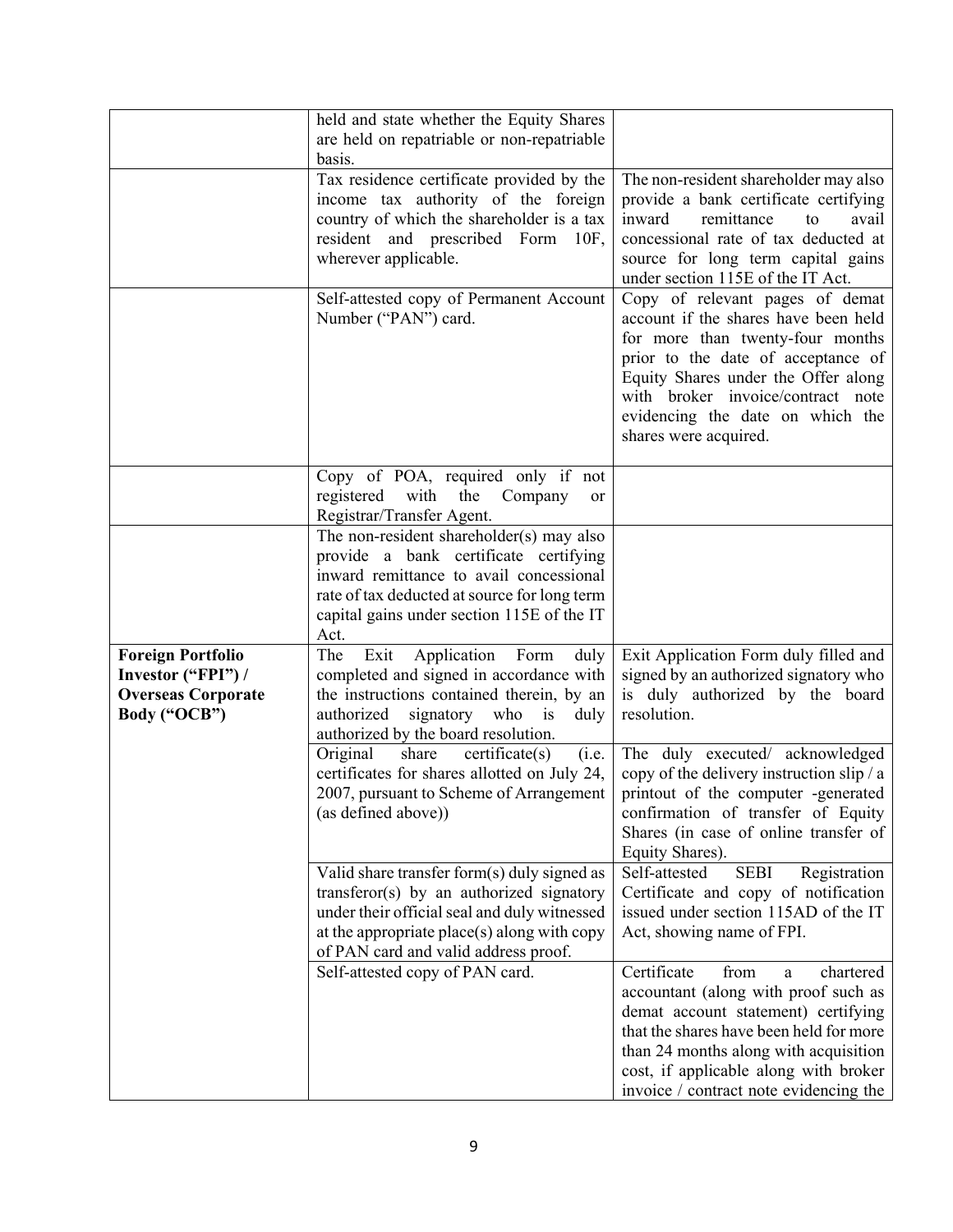| | | |
|---|---|---|
| | held and state whether the Equity Shares are held on repatriable or non-repatriable basis. | |
| | Tax residence certificate provided by the income tax authority of the foreign country of which the shareholder is a tax resident and prescribed Form 10F, wherever applicable. | The non-resident shareholder may also provide a bank certificate certifying inward remittance to avail concessional rate of tax deducted at source for long term capital gains under section 115E of the IT Act. |
| | Self-attested copy of Permanent Account Number ("PAN") card. | Copy of relevant pages of demat account if the shares have been held for more than twenty-four months prior to the date of acceptance of Equity Shares under the Offer along with broker invoice/contract note evidencing the date on which the shares were acquired. |
| | Copy of POA, required only if not registered with the Company or Registrar/Transfer Agent. | |
| | The non-resident shareholder(s) may also provide a bank certificate certifying inward remittance to avail concessional rate of tax deducted at source for long term capital gains under section 115E of the IT Act. | |
| **Foreign Portfolio Investor ("FPI") / Overseas Corporate Body ("OCB")** | The Exit Application Form duly completed and signed in accordance with the instructions contained therein, by an authorized signatory who is duly authorized by the board resolution. | Exit Application Form duly filled and signed by an authorized signatory who is duly authorized by the board resolution. |
| | Original share certificate(s) (i.e. certificates for shares allotted on July 24, 2007, pursuant to Scheme of Arrangement (as defined above)) | The duly executed/ acknowledged copy of the delivery instruction slip / a printout of the computer -generated confirmation of transfer of Equity Shares (in case of online transfer of Equity Shares). |
| | Valid share transfer form(s) duly signed as transferor(s) by an authorized signatory under their official seal and duly witnessed at the appropriate place(s) along with copy of PAN card and valid address proof. | Self-attested SEBI Registration Certificate and copy of notification issued under section 115AD of the IT Act, showing name of FPI. |
| | Self-attested copy of PAN card. | Certificate from a chartered accountant (along with proof such as demat account statement) certifying that the shares have been held for more than 24 months along with acquisition cost, if applicable along with broker invoice / contract note evidencing the |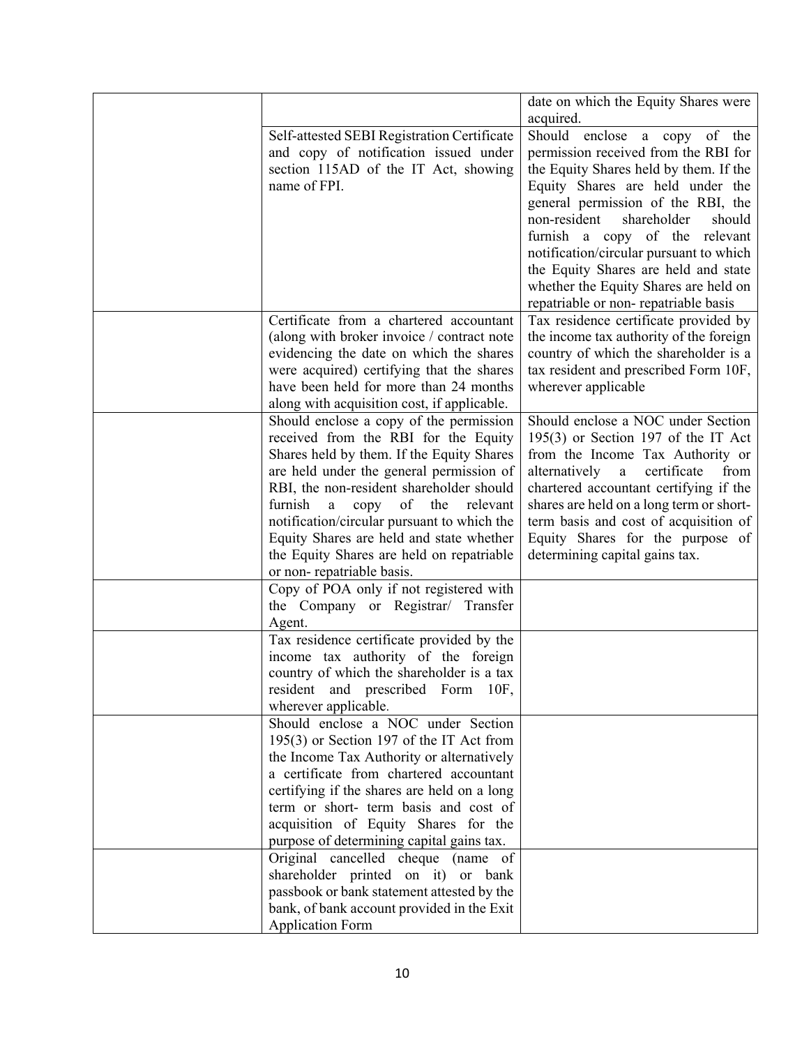| | | |
|---|---|---|
| | | date on which the Equity Shares were acquired. |
| | Self-attested SEBI Registration Certificate and copy of notification issued under section 115AD of the IT Act, showing name of FPI. | Should enclose a copy of the permission received from the RBI for the Equity Shares held by them. If the Equity Shares are held under the general permission of the RBI, the non-resident shareholder should furnish a copy of the relevant notification/circular pursuant to which the Equity Shares are held and state whether the Equity Shares are held on repatriable or non- repatriable basis |
| | Certificate from a chartered accountant (along with broker invoice / contract note evidencing the date on which the shares were acquired) certifying that the shares have been held for more than 24 months along with acquisition cost, if applicable. | Tax residence certificate provided by the income tax authority of the foreign country of which the shareholder is a tax resident and prescribed Form 10F, wherever applicable |
| | Should enclose a copy of the permission received from the RBI for the Equity Shares held by them. If the Equity Shares are held under the general permission of RBI, the non-resident shareholder should furnish a copy of the relevant notification/circular pursuant to which the Equity Shares are held and state whether the Equity Shares are held on repatriable or non- repatriable basis. | Should enclose a NOC under Section 195(3) or Section 197 of the IT Act from the Income Tax Authority or alternatively a certificate from chartered accountant certifying if the shares are held on a long term or short-term basis and cost of acquisition of Equity Shares for the purpose of determining capital gains tax. |
| | Copy of POA only if not registered with the Company or Registrar/ Transfer Agent. | |
| | Tax residence certificate provided by the income tax authority of the foreign country of which the shareholder is a tax resident and prescribed Form 10F, wherever applicable. | |
| | Should enclose a NOC under Section 195(3) or Section 197 of the IT Act from the Income Tax Authority or alternatively a certificate from chartered accountant certifying if the shares are held on a long term or short- term basis and cost of acquisition of Equity Shares for the purpose of determining capital gains tax. | |
| | Original cancelled cheque (name of shareholder printed on it) or bank passbook or bank statement attested by the bank, of bank account provided in the Exit Application Form | |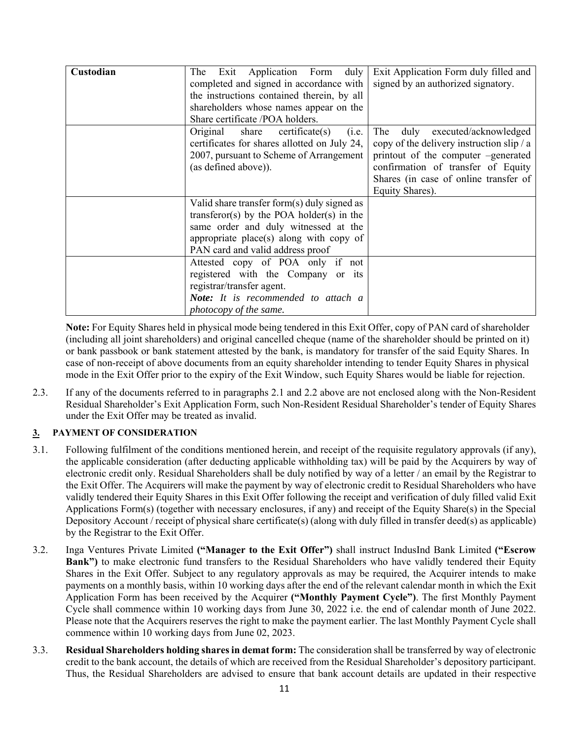| Custodian | The Exit Application Form duly completed and signed in accordance with the instructions contained therein, by all shareholders whose names appear on the Share certificate /POA holders. | Exit Application Form duly filled and signed by an authorized signatory. |
|---|---|---|
| | Original share certificate(s) (i.e. certificates for shares allotted on July 24, 2007, pursuant to Scheme of Arrangement (as defined above)). | The duly executed/acknowledged copy of the delivery instruction slip / a printout of the computer –generated confirmation of transfer of Equity Shares (in case of online transfer of Equity Shares). |
| | Valid share transfer form(s) duly signed as transferor(s) by the POA holder(s) in the same order and duly witnessed at the appropriate place(s) along with copy of PAN card and valid address proof | |
| | Attested copy of POA only if not registered with the Company or its registrar/transfer agent. *Note: It is recommended to attach a photocopy of the same.* | |

**Note:** For Equity Shares held in physical mode being tendered in this Exit Offer, copy of PAN card of shareholder (including all joint shareholders) and original cancelled cheque (name of the shareholder should be printed on it) or bank passbook or bank statement attested by the bank, is mandatory for transfer of the said Equity Shares. In case of non-receipt of above documents from an equity shareholder intending to tender Equity Shares in physical mode in the Exit Offer prior to the expiry of the Exit Window, such Equity Shares would be liable for rejection.

2.3. If any of the documents referred to in paragraphs 2.1 and 2.2 above are not enclosed along with the Non-Resident Residual Shareholder's Exit Application Form, such Non-Resident Residual Shareholder's tender of Equity Shares under the Exit Offer may be treated as invalid.

## 3. PAYMENT OF CONSIDERATION

3.1. Following fulfilment of the conditions mentioned herein, and receipt of the requisite regulatory approvals (if any), the applicable consideration (after deducting applicable withholding tax) will be paid by the Acquirers by way of electronic credit only. Residual Shareholders shall be duly notified by way of a letter / an email by the Registrar to the Exit Offer. The Acquirers will make the payment by way of electronic credit to Residual Shareholders who have validly tendered their Equity Shares in this Exit Offer following the receipt and verification of duly filled valid Exit Applications Form(s) (together with necessary enclosures, if any) and receipt of the Equity Share(s) in the Special Depository Account / receipt of physical share certificate(s) (along with duly filled in transfer deed(s) as applicable) by the Registrar to the Exit Offer.

3.2. Inga Ventures Private Limited **("Manager to the Exit Offer")** shall instruct IndusInd Bank Limited **("Escrow Bank")** to make electronic fund transfers to the Residual Shareholders who have validly tendered their Equity Shares in the Exit Offer. Subject to any regulatory approvals as may be required, the Acquirer intends to make payments on a monthly basis, within 10 working days after the end of the relevant calendar month in which the Exit Application Form has been received by the Acquirer **("Monthly Payment Cycle")**. The first Monthly Payment Cycle shall commence within 10 working days from June 30, 2022 i.e. the end of calendar month of June 2022. Please note that the Acquirers reserves the right to make the payment earlier. The last Monthly Payment Cycle shall commence within 10 working days from June 02, 2023.

3.3. **Residual Shareholders holding shares in demat form:** The consideration shall be transferred by way of electronic credit to the bank account, the details of which are received from the Residual Shareholder's depository participant. Thus, the Residual Shareholders are advised to ensure that bank account details are updated in their respective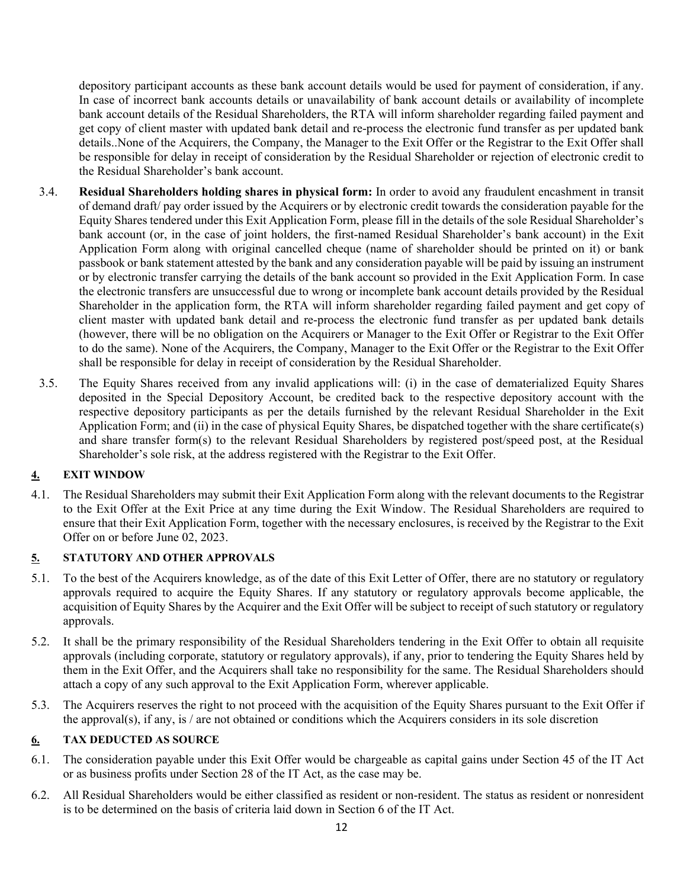depository participant accounts as these bank account details would be used for payment of consideration, if any. In case of incorrect bank accounts details or unavailability of bank account details or availability of incomplete bank account details of the Residual Shareholders, the RTA will inform shareholder regarding failed payment and get copy of client master with updated bank detail and re-process the electronic fund transfer as per updated bank details..None of the Acquirers, the Company, the Manager to the Exit Offer or the Registrar to the Exit Offer shall be responsible for delay in receipt of consideration by the Residual Shareholder or rejection of electronic credit to the Residual Shareholder's bank account.

3.4. **Residual Shareholders holding shares in physical form:** In order to avoid any fraudulent encashment in transit of demand draft/ pay order issued by the Acquirers or by electronic credit towards the consideration payable for the Equity Shares tendered under this Exit Application Form, please fill in the details of the sole Residual Shareholder's bank account (or, in the case of joint holders, the first-named Residual Shareholder's bank account) in the Exit Application Form along with original cancelled cheque (name of shareholder should be printed on it) or bank passbook or bank statement attested by the bank and any consideration payable will be paid by issuing an instrument or by electronic transfer carrying the details of the bank account so provided in the Exit Application Form. In case the electronic transfers are unsuccessful due to wrong or incomplete bank account details provided by the Residual Shareholder in the application form, the RTA will inform shareholder regarding failed payment and get copy of client master with updated bank detail and re-process the electronic fund transfer as per updated bank details (however, there will be no obligation on the Acquirers or Manager to the Exit Offer or Registrar to the Exit Offer to do the same). None of the Acquirers, the Company, Manager to the Exit Offer or the Registrar to the Exit Offer shall be responsible for delay in receipt of consideration by the Residual Shareholder.

3.5. The Equity Shares received from any invalid applications will: (i) in the case of dematerialized Equity Shares deposited in the Special Depository Account, be credited back to the respective depository account with the respective depository participants as per the details furnished by the relevant Residual Shareholder in the Exit Application Form; and (ii) in the case of physical Equity Shares, be dispatched together with the share certificate(s) and share transfer form(s) to the relevant Residual Shareholders by registered post/speed post, at the Residual Shareholder's sole risk, at the address registered with the Registrar to the Exit Offer.

## 4. EXIT WINDOW

4.1. The Residual Shareholders may submit their Exit Application Form along with the relevant documents to the Registrar to the Exit Offer at the Exit Price at any time during the Exit Window. The Residual Shareholders are required to ensure that their Exit Application Form, together with the necessary enclosures, is received by the Registrar to the Exit Offer on or before June 02, 2023.

## 5. STATUTORY AND OTHER APPROVALS

5.1. To the best of the Acquirers knowledge, as of the date of this Exit Letter of Offer, there are no statutory or regulatory approvals required to acquire the Equity Shares. If any statutory or regulatory approvals become applicable, the acquisition of Equity Shares by the Acquirer and the Exit Offer will be subject to receipt of such statutory or regulatory approvals.

5.2. It shall be the primary responsibility of the Residual Shareholders tendering in the Exit Offer to obtain all requisite approvals (including corporate, statutory or regulatory approvals), if any, prior to tendering the Equity Shares held by them in the Exit Offer, and the Acquirers shall take no responsibility for the same. The Residual Shareholders should attach a copy of any such approval to the Exit Application Form, wherever applicable.

5.3. The Acquirers reserves the right to not proceed with the acquisition of the Equity Shares pursuant to the Exit Offer if the approval(s), if any, is / are not obtained or conditions which the Acquirers considers in its sole discretion

## 6. TAX DEDUCTED AS SOURCE

6.1. The consideration payable under this Exit Offer would be chargeable as capital gains under Section 45 of the IT Act or as business profits under Section 28 of the IT Act, as the case may be.

6.2. All Residual Shareholders would be either classified as resident or non-resident. The status as resident or nonresident is to be determined on the basis of criteria laid down in Section 6 of the IT Act.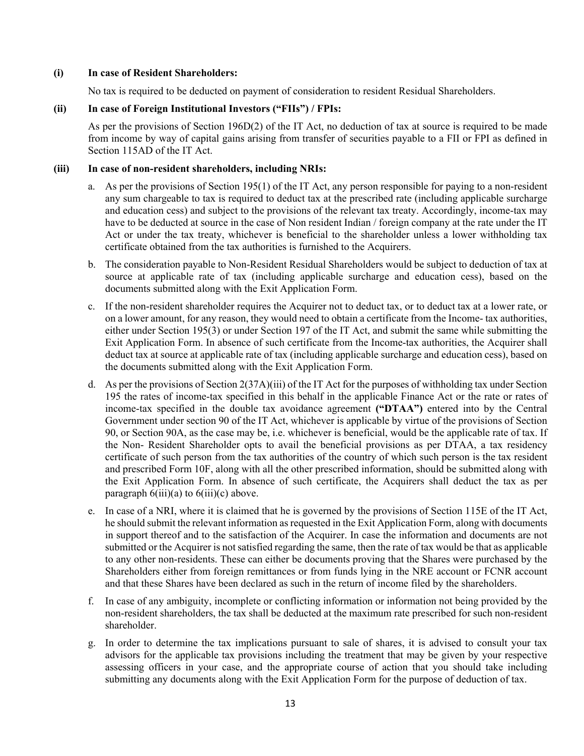**(i) In case of Resident Shareholders:**

No tax is required to be deducted on payment of consideration to resident Residual Shareholders.

**(ii) In case of Foreign Institutional Investors ("FIIs") / FPIs:**

As per the provisions of Section 196D(2) of the IT Act, no deduction of tax at source is required to be made from income by way of capital gains arising from transfer of securities payable to a FII or FPI as defined in Section 115AD of the IT Act.

**(iii) In case of non-resident shareholders, including NRIs:**

a. As per the provisions of Section 195(1) of the IT Act, any person responsible for paying to a non-resident any sum chargeable to tax is required to deduct tax at the prescribed rate (including applicable surcharge and education cess) and subject to the provisions of the relevant tax treaty. Accordingly, income-tax may have to be deducted at source in the case of Non resident Indian / foreign company at the rate under the IT Act or under the tax treaty, whichever is beneficial to the shareholder unless a lower withholding tax certificate obtained from the tax authorities is furnished to the Acquirers.

b. The consideration payable to Non-Resident Residual Shareholders would be subject to deduction of tax at source at applicable rate of tax (including applicable surcharge and education cess), based on the documents submitted along with the Exit Application Form.

c. If the non-resident shareholder requires the Acquirer not to deduct tax, or to deduct tax at a lower rate, or on a lower amount, for any reason, they would need to obtain a certificate from the Income- tax authorities, either under Section 195(3) or under Section 197 of the IT Act, and submit the same while submitting the Exit Application Form. In absence of such certificate from the Income-tax authorities, the Acquirer shall deduct tax at source at applicable rate of tax (including applicable surcharge and education cess), based on the documents submitted along with the Exit Application Form.

d. As per the provisions of Section 2(37A)(iii) of the IT Act for the purposes of withholding tax under Section 195 the rates of income-tax specified in this behalf in the applicable Finance Act or the rate or rates of income-tax specified in the double tax avoidance agreement **("DTAA")** entered into by the Central Government under section 90 of the IT Act, whichever is applicable by virtue of the provisions of Section 90, or Section 90A, as the case may be, i.e. whichever is beneficial, would be the applicable rate of tax. If the Non- Resident Shareholder opts to avail the beneficial provisions as per DTAA, a tax residency certificate of such person from the tax authorities of the country of which such person is the tax resident and prescribed Form 10F, along with all the other prescribed information, should be submitted along with the Exit Application Form. In absence of such certificate, the Acquirers shall deduct the tax as per paragraph 6(iii)(a) to 6(iii)(c) above.

e. In case of a NRI, where it is claimed that he is governed by the provisions of Section 115E of the IT Act, he should submit the relevant information as requested in the Exit Application Form, along with documents in support thereof and to the satisfaction of the Acquirer. In case the information and documents are not submitted or the Acquirer is not satisfied regarding the same, then the rate of tax would be that as applicable to any other non-residents. These can either be documents proving that the Shares were purchased by the Shareholders either from foreign remittances or from funds lying in the NRE account or FCNR account and that these Shares have been declared as such in the return of income filed by the shareholders.

f. In case of any ambiguity, incomplete or conflicting information or information not being provided by the non-resident shareholders, the tax shall be deducted at the maximum rate prescribed for such non-resident shareholder.

g. In order to determine the tax implications pursuant to sale of shares, it is advised to consult your tax advisors for the applicable tax provisions including the treatment that may be given by your respective assessing officers in your case, and the appropriate course of action that you should take including submitting any documents along with the Exit Application Form for the purpose of deduction of tax.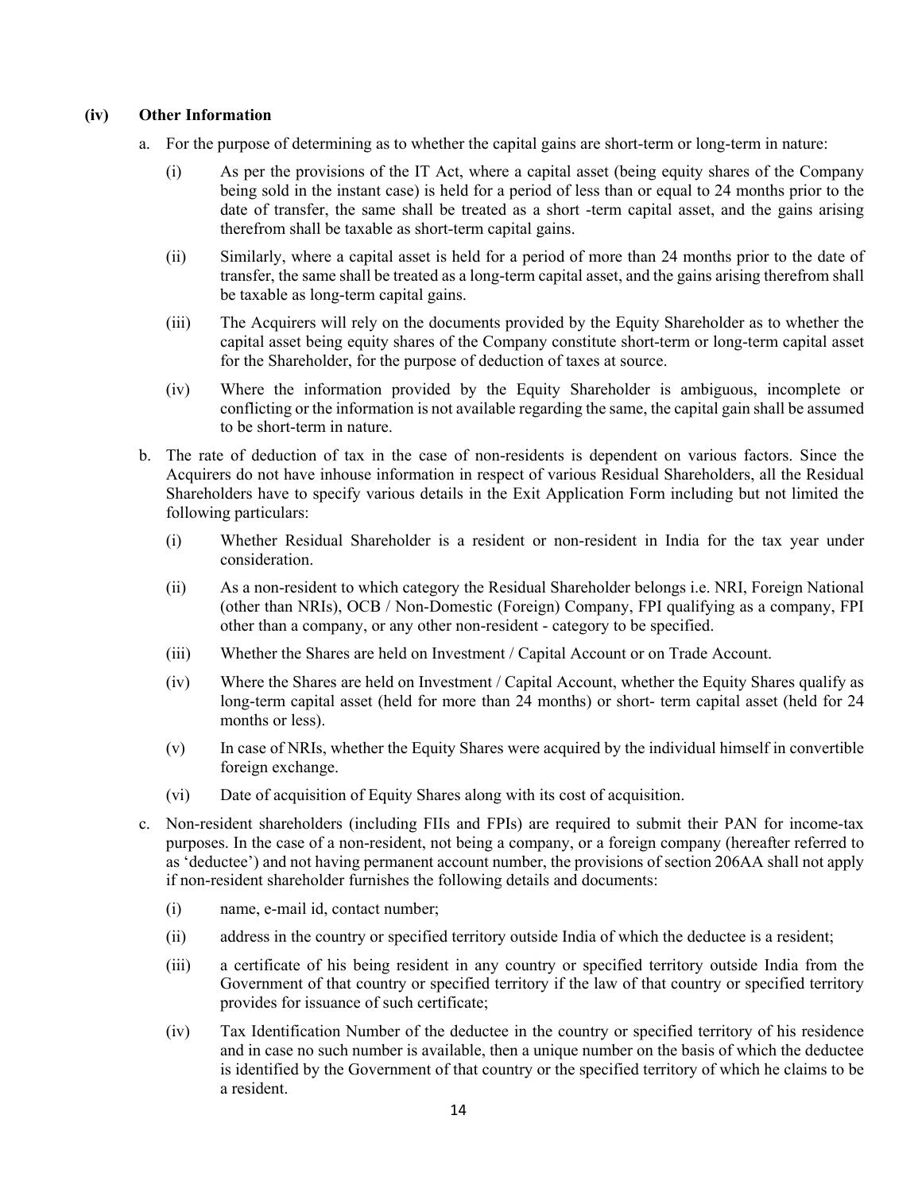**(iv) Other Information**

a. For the purpose of determining as to whether the capital gains are short-term or long-term in nature:

   (i) As per the provisions of the IT Act, where a capital asset (being equity shares of the Company being sold in the instant case) is held for a period of less than or equal to 24 months prior to the date of transfer, the same shall be treated as a short -term capital asset, and the gains arising therefrom shall be taxable as short-term capital gains.

   (ii) Similarly, where a capital asset is held for a period of more than 24 months prior to the date of transfer, the same shall be treated as a long-term capital asset, and the gains arising therefrom shall be taxable as long-term capital gains.

   (iii) The Acquirers will rely on the documents provided by the Equity Shareholder as to whether the capital asset being equity shares of the Company constitute short-term or long-term capital asset for the Shareholder, for the purpose of deduction of taxes at source.

   (iv) Where the information provided by the Equity Shareholder is ambiguous, incomplete or conflicting or the information is not available regarding the same, the capital gain shall be assumed to be short-term in nature.

b. The rate of deduction of tax in the case of non-residents is dependent on various factors. Since the Acquirers do not have inhouse information in respect of various Residual Shareholders, all the Residual Shareholders have to specify various details in the Exit Application Form including but not limited the following particulars:

   (i) Whether Residual Shareholder is a resident or non-resident in India for the tax year under consideration.

   (ii) As a non-resident to which category the Residual Shareholder belongs i.e. NRI, Foreign National (other than NRIs), OCB / Non-Domestic (Foreign) Company, FPI qualifying as a company, FPI other than a company, or any other non-resident - category to be specified.

   (iii) Whether the Shares are held on Investment / Capital Account or on Trade Account.

   (iv) Where the Shares are held on Investment / Capital Account, whether the Equity Shares qualify as long-term capital asset (held for more than 24 months) or short- term capital asset (held for 24 months or less).

   (v) In case of NRIs, whether the Equity Shares were acquired by the individual himself in convertible foreign exchange.

   (vi) Date of acquisition of Equity Shares along with its cost of acquisition.

c. Non-resident shareholders (including FIIs and FPIs) are required to submit their PAN for income-tax purposes. In the case of a non-resident, not being a company, or a foreign company (hereafter referred to as 'deductee') and not having permanent account number, the provisions of section 206AA shall not apply if non-resident shareholder furnishes the following details and documents:

   (i) name, e-mail id, contact number;

   (ii) address in the country or specified territory outside India of which the deductee is a resident;

   (iii) a certificate of his being resident in any country or specified territory outside India from the Government of that country or specified territory if the law of that country or specified territory provides for issuance of such certificate;

   (iv) Tax Identification Number of the deductee in the country or specified territory of his residence and in case no such number is available, then a unique number on the basis of which the deductee is identified by the Government of that country or the specified territory of which he claims to be a resident.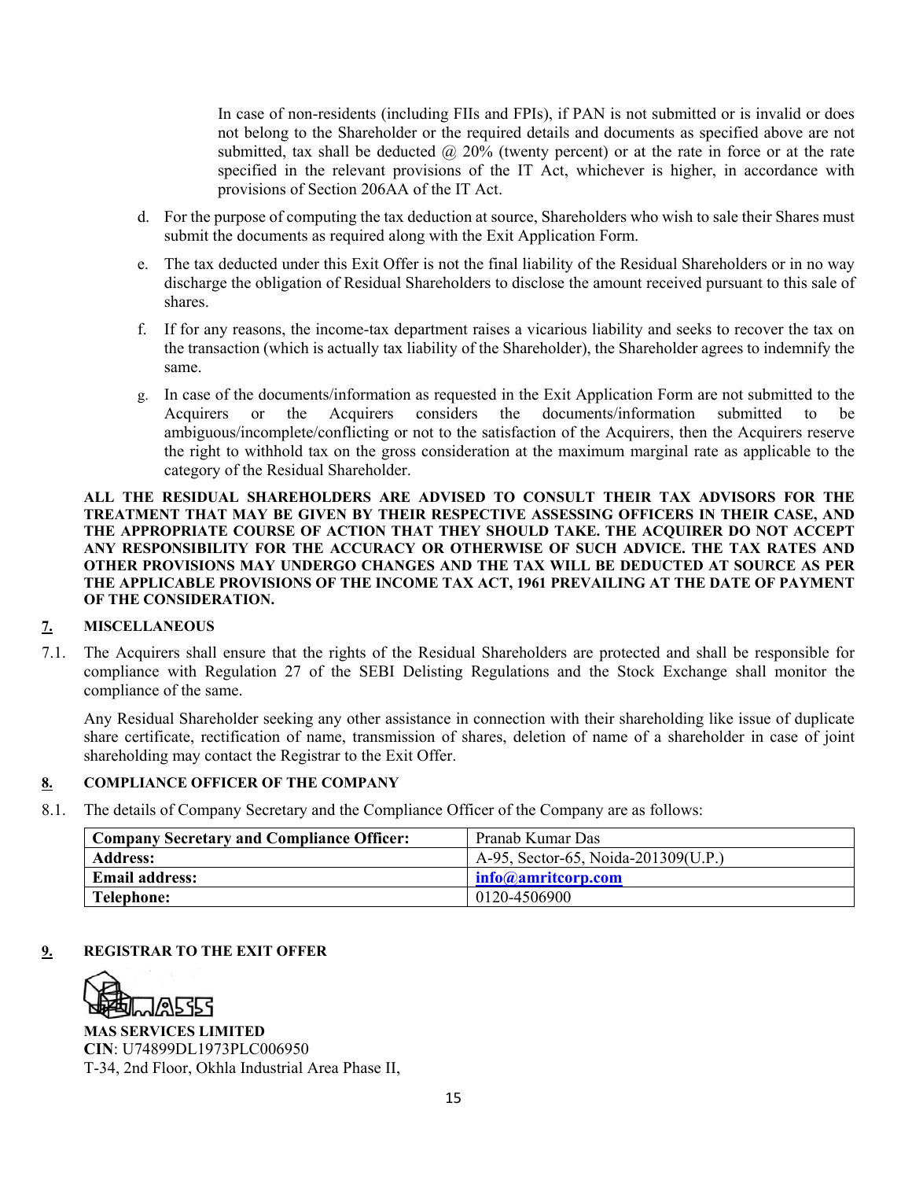In case of non-residents (including FIIs and FPIs), if PAN is not submitted or is invalid or does not belong to the Shareholder or the required details and documents as specified above are not submitted, tax shall be deducted @ 20% (twenty percent) or at the rate in force or at the rate specified in the relevant provisions of the IT Act, whichever is higher, in accordance with provisions of Section 206AA of the IT Act.

d. For the purpose of computing the tax deduction at source, Shareholders who wish to sale their Shares must submit the documents as required along with the Exit Application Form.

e. The tax deducted under this Exit Offer is not the final liability of the Residual Shareholders or in no way discharge the obligation of Residual Shareholders to disclose the amount received pursuant to this sale of shares.

f. If for any reasons, the income-tax department raises a vicarious liability and seeks to recover the tax on the transaction (which is actually tax liability of the Shareholder), the Shareholder agrees to indemnify the same.

g. In case of the documents/information as requested in the Exit Application Form are not submitted to the Acquirers or the Acquirers considers the documents/information submitted to be ambiguous/incomplete/conflicting or not to the satisfaction of the Acquirers, then the Acquirers reserve the right to withhold tax on the gross consideration at the maximum marginal rate as applicable to the category of the Residual Shareholder.

**ALL THE RESIDUAL SHAREHOLDERS ARE ADVISED TO CONSULT THEIR TAX ADVISORS FOR THE TREATMENT THAT MAY BE GIVEN BY THEIR RESPECTIVE ASSESSING OFFICERS IN THEIR CASE, AND THE APPROPRIATE COURSE OF ACTION THAT THEY SHOULD TAKE. THE ACQUIRER DO NOT ACCEPT ANY RESPONSIBILITY FOR THE ACCURACY OR OTHERWISE OF SUCH ADVICE. THE TAX RATES AND OTHER PROVISIONS MAY UNDERGO CHANGES AND THE TAX WILL BE DEDUCTED AT SOURCE AS PER THE APPLICABLE PROVISIONS OF THE INCOME TAX ACT, 1961 PREVAILING AT THE DATE OF PAYMENT OF THE CONSIDERATION.**

## 7. MISCELLANEOUS

7.1. The Acquirers shall ensure that the rights of the Residual Shareholders are protected and shall be responsible for compliance with Regulation 27 of the SEBI Delisting Regulations and the Stock Exchange shall monitor the compliance of the same.

Any Residual Shareholder seeking any other assistance in connection with their shareholding like issue of duplicate share certificate, rectification of name, transmission of shares, deletion of name of a shareholder in case of joint shareholding may contact the Registrar to the Exit Offer.

## 8. COMPLIANCE OFFICER OF THE COMPANY

8.1. The details of Company Secretary and the Compliance Officer of the Company are as follows:

| **Company Secretary and Compliance Officer:** | Pranab Kumar Das |
|---|---|
| **Address:** | A-95, Sector-65, Noida-201309(U.P.) |
| **Email address:** | **info@amritcorp.com** |
| **Telephone:** | 0120-4506900 |

## 9. REGISTRAR TO THE EXIT OFFER

**MAS SERVICES LIMITED**
**CIN**: U74899DL1973PLC006950
T-34, 2nd Floor, Okhla Industrial Area Phase II,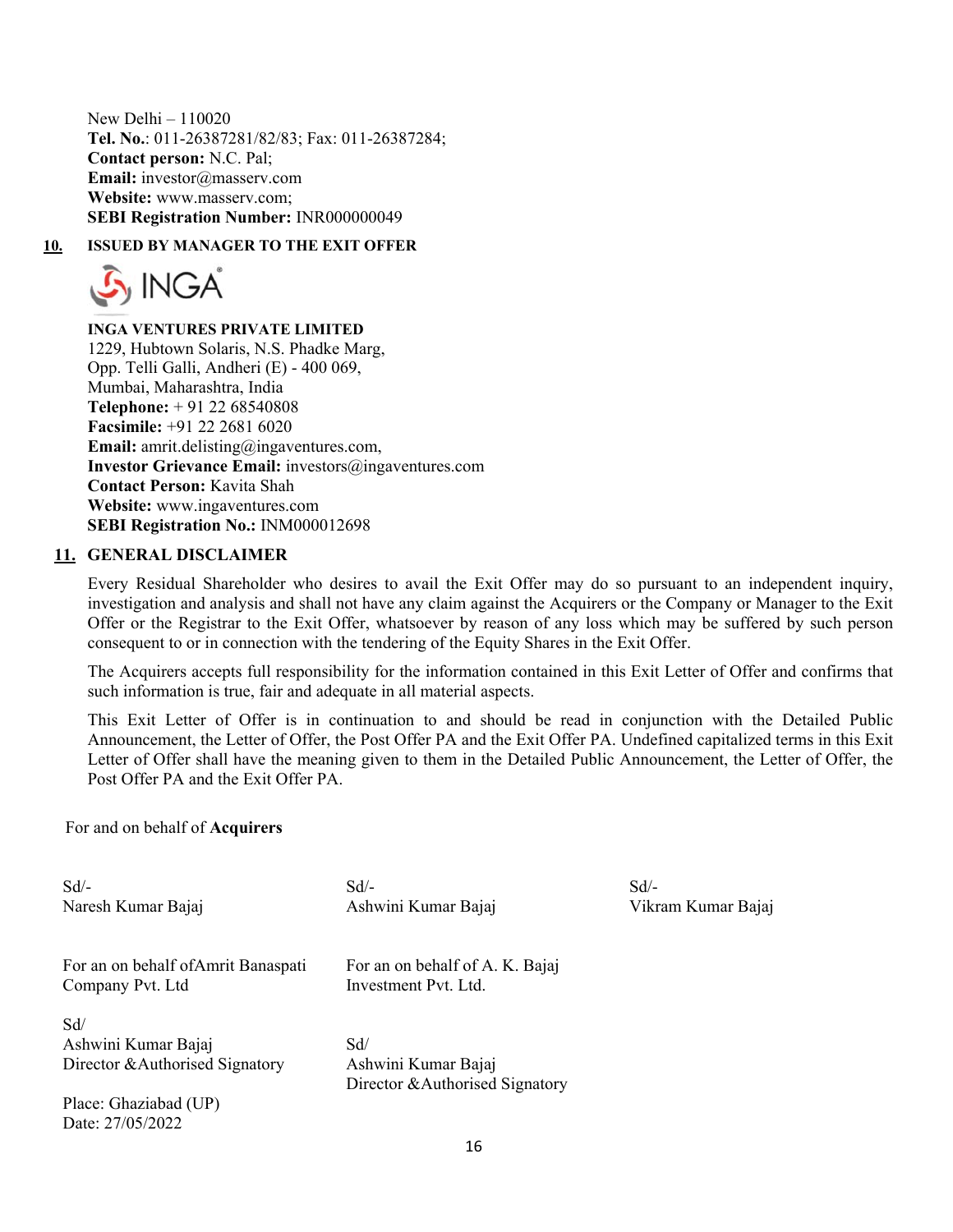New Delhi – 110020
**Tel. No.**: 011-26387281/82/83; Fax: 011-26387284;
**Contact person:** N.C. Pal;
**Email:** investor@masserv.com
**Website:** www.masserv.com;
**SEBI Registration Number:** INR000000049

## 10. ISSUED BY MANAGER TO THE EXIT OFFER

INGA

**INGA VENTURES PRIVATE LIMITED**
1229, Hubtown Solaris, N.S. Phadke Marg,
Opp. Telli Galli, Andheri (E) - 400 069,
Mumbai, Maharashtra, India
**Telephone:** + 91 22 68540808
**Facsimile:** +91 22 2681 6020
**Email:** amrit.delisting@ingaventures.com,
**Investor Grievance Email:** investors@ingaventures.com
**Contact Person:** Kavita Shah
**Website:** www.ingaventures.com
**SEBI Registration No.:** INM000012698

## 11. GENERAL DISCLAIMER

Every Residual Shareholder who desires to avail the Exit Offer may do so pursuant to an independent inquiry, investigation and analysis and shall not have any claim against the Acquirers or the Company or Manager to the Exit Offer or the Registrar to the Exit Offer, whatsoever by reason of any loss which may be suffered by such person consequent to or in connection with the tendering of the Equity Shares in the Exit Offer.

The Acquirers accepts full responsibility for the information contained in this Exit Letter of Offer and confirms that such information is true, fair and adequate in all material aspects.

This Exit Letter of Offer is in continuation to and should be read in conjunction with the Detailed Public Announcement, the Letter of Offer, the Post Offer PA and the Exit Offer PA. Undefined capitalized terms in this Exit Letter of Offer shall have the meaning given to them in the Detailed Public Announcement, the Letter of Offer, the Post Offer PA and the Exit Offer PA.

For and on behalf of **Acquirers**

Sd/-
Naresh Kumar Bajaj

Sd/-
Ashwini Kumar Bajaj

Sd/-
Vikram Kumar Bajaj

For an on behalf ofAmrit Banaspati Company Pvt. Ltd

Sd/
Ashwini Kumar Bajaj
Director &Authorised Signatory

For an on behalf of A. K. Bajaj Investment Pvt. Ltd.

Sd/
Ashwini Kumar Bajaj
Director &Authorised Signatory

Place: Ghaziabad (UP)
Date: 27/05/2022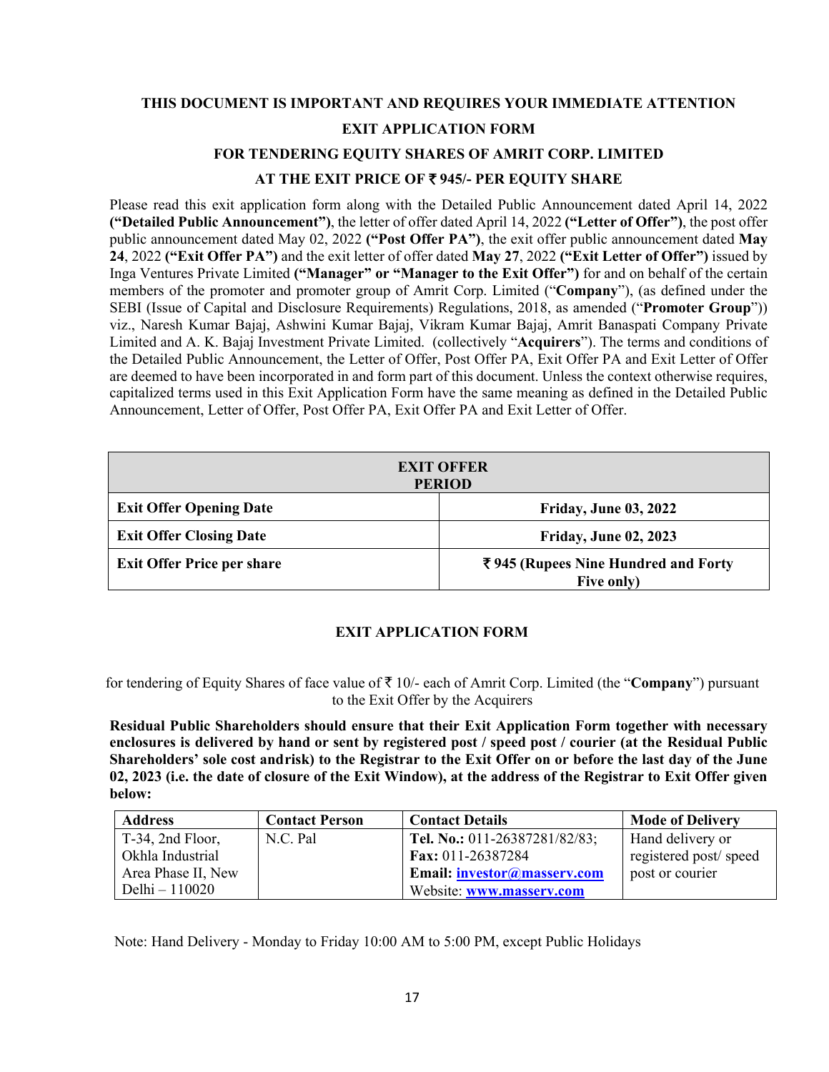**THIS DOCUMENT IS IMPORTANT AND REQUIRES YOUR IMMEDIATE ATTENTION**

**EXIT APPLICATION FORM**

**FOR TENDERING EQUITY SHARES OF AMRIT CORP. LIMITED**

**AT THE EXIT PRICE OF ₹ 945/- PER EQUITY SHARE**

Please read this exit application form along with the Detailed Public Announcement dated April 14, 2022 **("Detailed Public Announcement")**, the letter of offer dated April 14, 2022 **("Letter of Offer")**, the post offer public announcement dated May 02, 2022 **("Post Offer PA")**, the exit offer public announcement dated **May 24**, 2022 **("Exit Offer PA")** and the exit letter of offer dated **May 27**, 2022 **("Exit Letter of Offer")** issued by Inga Ventures Private Limited **("Manager" or "Manager to the Exit Offer")** for and on behalf of the certain members of the promoter and promoter group of Amrit Corp. Limited ("**Company**"), (as defined under the SEBI (Issue of Capital and Disclosure Requirements) Regulations, 2018, as amended ("**Promoter Group**")) viz., Naresh Kumar Bajaj, Ashwini Kumar Bajaj, Vikram Kumar Bajaj, Amrit Banaspati Company Private Limited and A. K. Bajaj Investment Private Limited. (collectively "**Acquirers**"). The terms and conditions of the Detailed Public Announcement, the Letter of Offer, Post Offer PA, Exit Offer PA and Exit Letter of Offer are deemed to have been incorporated in and form part of this document. Unless the context otherwise requires, capitalized terms used in this Exit Application Form have the same meaning as defined in the Detailed Public Announcement, Letter of Offer, Post Offer PA, Exit Offer PA and Exit Letter of Offer.

| **EXIT OFFER PERIOD** | |
|---|---|
| **Exit Offer Opening Date** | **Friday, June 03, 2022** |
| **Exit Offer Closing Date** | **Friday, June 02, 2023** |
| **Exit Offer Price per share** | **₹ 945 (Rupees Nine Hundred and Forty Five only)** |

**EXIT APPLICATION FORM**

for tendering of Equity Shares of face value of ₹ 10/- each of Amrit Corp. Limited (the "**Company**") pursuant to the Exit Offer by the Acquirers

**Residual Public Shareholders should ensure that their Exit Application Form together with necessary enclosures is delivered by hand or sent by registered post / speed post / courier (at the Residual Public Shareholders' sole cost andrisk) to the Registrar to the Exit Offer on or before the last day of the June 02, 2023 (i.e. the date of closure of the Exit Window), at the address of the Registrar to Exit Offer given below:**

| **Address** | **Contact Person** | **Contact Details** | **Mode of Delivery** |
|---|---|---|---|
| T-34, 2nd Floor, Okhla Industrial Area Phase II, New Delhi – 110020 | N.C. Pal | **Tel. No.:** 011-26387281/82/83; **Fax:** 011-26387284 **Email: investor@masserv.com** Website: **www.masserv.com** | Hand delivery or registered post/ speed post or courier |

Note: Hand Delivery - Monday to Friday 10:00 AM to 5:00 PM, except Public Holidays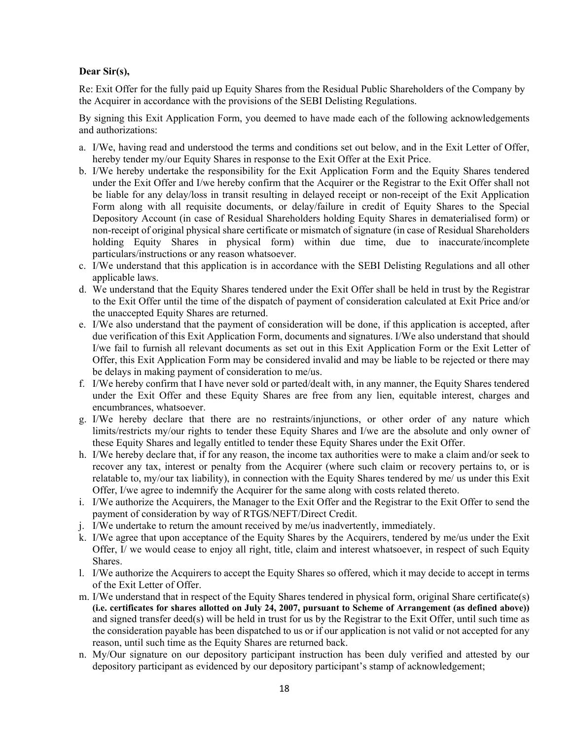**Dear Sir(s),**

Re: Exit Offer for the fully paid up Equity Shares from the Residual Public Shareholders of the Company by the Acquirer in accordance with the provisions of the SEBI Delisting Regulations.

By signing this Exit Application Form, you deemed to have made each of the following acknowledgements and authorizations:

a. I/We, having read and understood the terms and conditions set out below, and in the Exit Letter of Offer, hereby tender my/our Equity Shares in response to the Exit Offer at the Exit Price.

b. I/We hereby undertake the responsibility for the Exit Application Form and the Equity Shares tendered under the Exit Offer and I/we hereby confirm that the Acquirer or the Registrar to the Exit Offer shall not be liable for any delay/loss in transit resulting in delayed receipt or non-receipt of the Exit Application Form along with all requisite documents, or delay/failure in credit of Equity Shares to the Special Depository Account (in case of Residual Shareholders holding Equity Shares in dematerialised form) or non-receipt of original physical share certificate or mismatch of signature (in case of Residual Shareholders holding Equity Shares in physical form) within due time, due to inaccurate/incomplete particulars/instructions or any reason whatsoever.

c. I/We understand that this application is in accordance with the SEBI Delisting Regulations and all other applicable laws.

d. We understand that the Equity Shares tendered under the Exit Offer shall be held in trust by the Registrar to the Exit Offer until the time of the dispatch of payment of consideration calculated at Exit Price and/or the unaccepted Equity Shares are returned.

e. I/We also understand that the payment of consideration will be done, if this application is accepted, after due verification of this Exit Application Form, documents and signatures. I/We also understand that should I/we fail to furnish all relevant documents as set out in this Exit Application Form or the Exit Letter of Offer, this Exit Application Form may be considered invalid and may be liable to be rejected or there may be delays in making payment of consideration to me/us.

f. I/We hereby confirm that I have never sold or parted/dealt with, in any manner, the Equity Shares tendered under the Exit Offer and these Equity Shares are free from any lien, equitable interest, charges and encumbrances, whatsoever.

g. I/We hereby declare that there are no restraints/injunctions, or other order of any nature which limits/restricts my/our rights to tender these Equity Shares and I/we are the absolute and only owner of these Equity Shares and legally entitled to tender these Equity Shares under the Exit Offer.

h. I/We hereby declare that, if for any reason, the income tax authorities were to make a claim and/or seek to recover any tax, interest or penalty from the Acquirer (where such claim or recovery pertains to, or is relatable to, my/our tax liability), in connection with the Equity Shares tendered by me/ us under this Exit Offer, I/we agree to indemnify the Acquirer for the same along with costs related thereto.

i. I/We authorize the Acquirers, the Manager to the Exit Offer and the Registrar to the Exit Offer to send the payment of consideration by way of RTGS/NEFT/Direct Credit.

j. I/We undertake to return the amount received by me/us inadvertently, immediately.

k. I/We agree that upon acceptance of the Equity Shares by the Acquirers, tendered by me/us under the Exit Offer, I/ we would cease to enjoy all right, title, claim and interest whatsoever, in respect of such Equity Shares.

l. I/We authorize the Acquirers to accept the Equity Shares so offered, which it may decide to accept in terms of the Exit Letter of Offer.

m. I/We understand that in respect of the Equity Shares tendered in physical form, original Share certificate(s) **(i.e. certificates for shares allotted on July 24, 2007, pursuant to Scheme of Arrangement (as defined above))** and signed transfer deed(s) will be held in trust for us by the Registrar to the Exit Offer, until such time as the consideration payable has been dispatched to us or if our application is not valid or not accepted for any reason, until such time as the Equity Shares are returned back.

n. My/Our signature on our depository participant instruction has been duly verified and attested by our depository participant as evidenced by our depository participant's stamp of acknowledgement;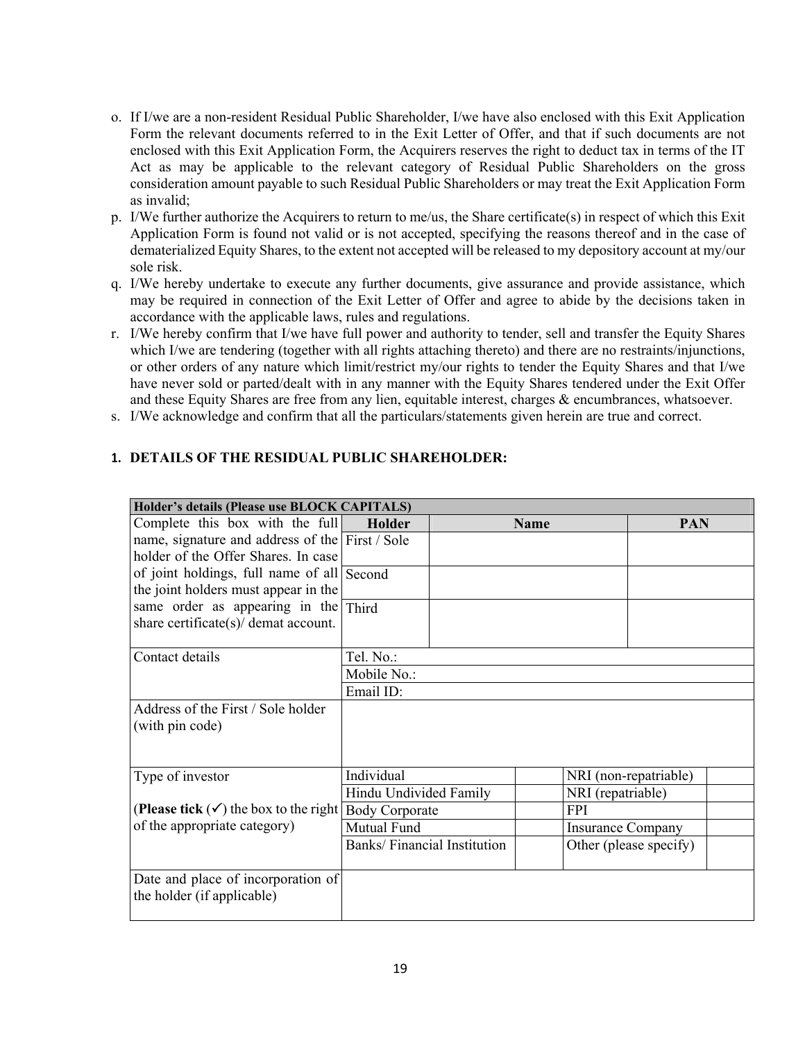o. If I/we are a non-resident Residual Public Shareholder, I/we have also enclosed with this Exit Application Form the relevant documents referred to in the Exit Letter of Offer, and that if such documents are not enclosed with this Exit Application Form, the Acquirers reserves the right to deduct tax in terms of the IT Act as may be applicable to the relevant category of Residual Public Shareholders on the gross consideration amount payable to such Residual Public Shareholders or may treat the Exit Application Form as invalid;

p. I/We further authorize the Acquirers to return to me/us, the Share certificate(s) in respect of which this Exit Application Form is found not valid or is not accepted, specifying the reasons thereof and in the case of dematerialized Equity Shares, to the extent not accepted will be released to my depository account at my/our sole risk.

q. I/We hereby undertake to execute any further documents, give assurance and provide assistance, which may be required in connection of the Exit Letter of Offer and agree to abide by the decisions taken in accordance with the applicable laws, rules and regulations.

r. I/We hereby confirm that I/we have full power and authority to tender, sell and transfer the Equity Shares which I/we are tendering (together with all rights attaching thereto) and there are no restraints/injunctions, or other orders of any nature which limit/restrict my/our rights to tender the Equity Shares and that I/we have never sold or parted/dealt with in any manner with the Equity Shares tendered under the Exit Offer and these Equity Shares are free from any lien, equitable interest, charges & encumbrances, whatsoever.

s. I/We acknowledge and confirm that all the particulars/statements given herein are true and correct.

## 1. DETAILS OF THE RESIDUAL PUBLIC SHAREHOLDER:

| **Holder's details (Please use BLOCK CAPITALS)** | | | | |
|---|---|---|---|---|
| Complete this box with the full name, signature and address of the holder of the Offer Shares. In case of joint holdings, full name of all the joint holders must appear in the same order as appearing in the share certificate(s)/ demat account. | **Holder** | **Name** | | **PAN** |
| | First / Sole | | | |
| | Second | | | |
| | Third | | | |
| Contact details | Tel. No.: | | | |
| | Mobile No.: | | | |
| | Email ID: | | | |
| Address of the First / Sole holder (with pin code) | | | | |

| Type of investor (**Please tick** (✓) the box to the right of the appropriate category) | | | | |
|---|---|---|---|---|
| | Individual | | NRI (non-repatriable) | |
| | Hindu Undivided Family | | NRI (repatriable) | |
| | Body Corporate | | FPI | |
| | Mutual Fund | | Insurance Company | |
| | Banks/ Financial Institution | | Other (please specify) | |
| Date and place of incorporation of the holder (if applicable) | | | | |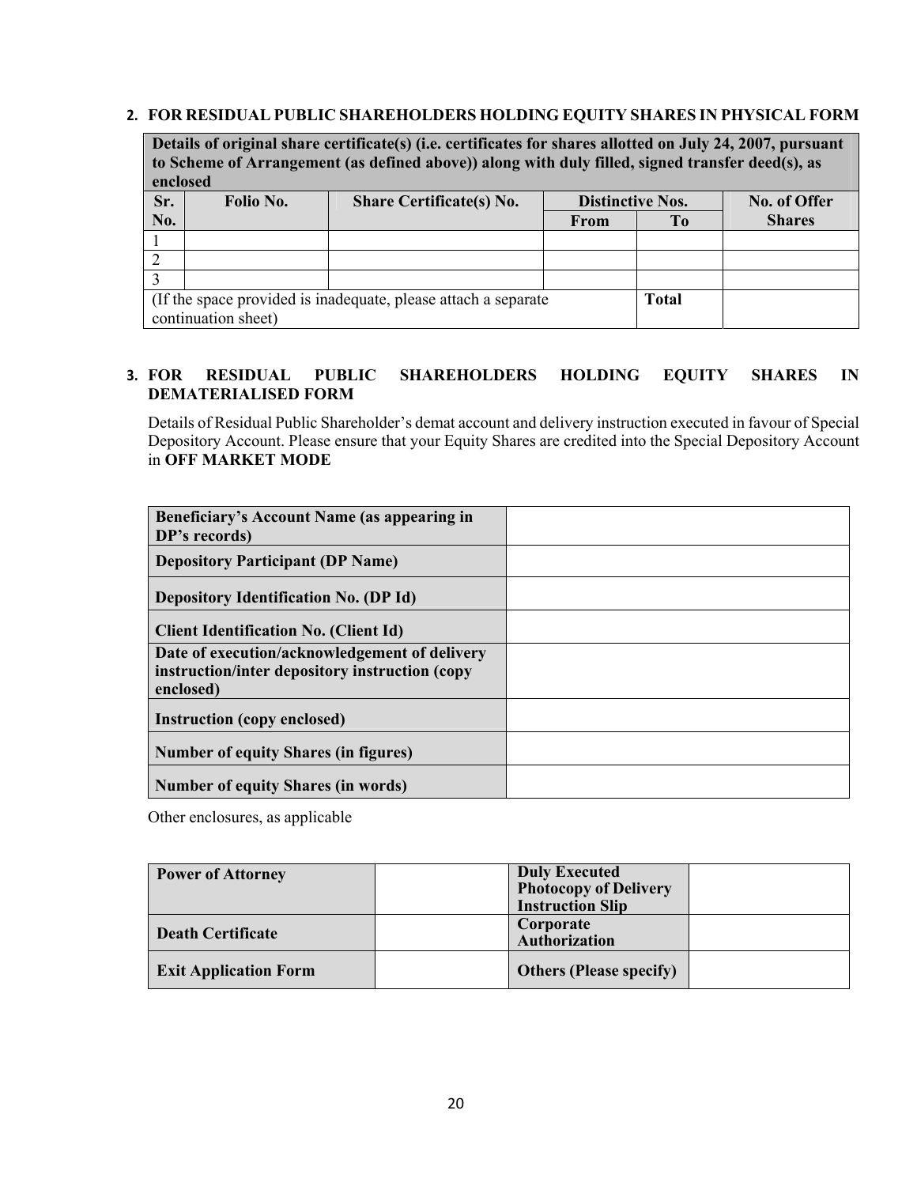**2. FOR RESIDUAL PUBLIC SHAREHOLDERS HOLDING EQUITY SHARES IN PHYSICAL FORM**

| Details of original share certificate(s) (i.e. certificates for shares allotted on July 24, 2007, pursuant to Scheme of Arrangement (as defined above)) along with duly filled, signed transfer deed(s), as enclosed | | | | | |
|---|---|---|---|---|---|
| **Sr. No.** | **Folio No.** | **Share Certificate(s) No.** | **Distinctive Nos.** | | **No. of Offer Shares** |
| | | | **From** | **To** | |
| 1 | | | | | |
| 2 | | | | | |
| 3 | | | | | |
| (If the space provided is inadequate, please attach a separate continuation sheet) | | | | **Total** | |

**3. FOR RESIDUAL PUBLIC SHAREHOLDERS HOLDING EQUITY SHARES IN DEMATERIALISED FORM**

Details of Residual Public Shareholder's demat account and delivery instruction executed in favour of Special Depository Account. Please ensure that your Equity Shares are credited into the Special Depository Account in **OFF MARKET MODE**

| | |
|---|---|
| **Beneficiary's Account Name (as appearing in DP's records)** | |
| **Depository Participant (DP Name)** | |
| **Depository Identification No. (DP Id)** | |
| **Client Identification No. (Client Id)** | |
| **Date of execution/acknowledgement of delivery instruction/inter depository instruction (copy enclosed)** | |
| **Instruction (copy enclosed)** | |
| **Number of equity Shares (in figures)** | |
| **Number of equity Shares (in words)** | |

Other enclosures, as applicable

| | | | |
|---|---|---|---|
| **Power of Attorney** | | **Duly Executed Photocopy of Delivery Instruction Slip** | |
| **Death Certificate** | | **Corporate Authorization** | |
| **Exit Application Form** | | **Others (Please specify)** | |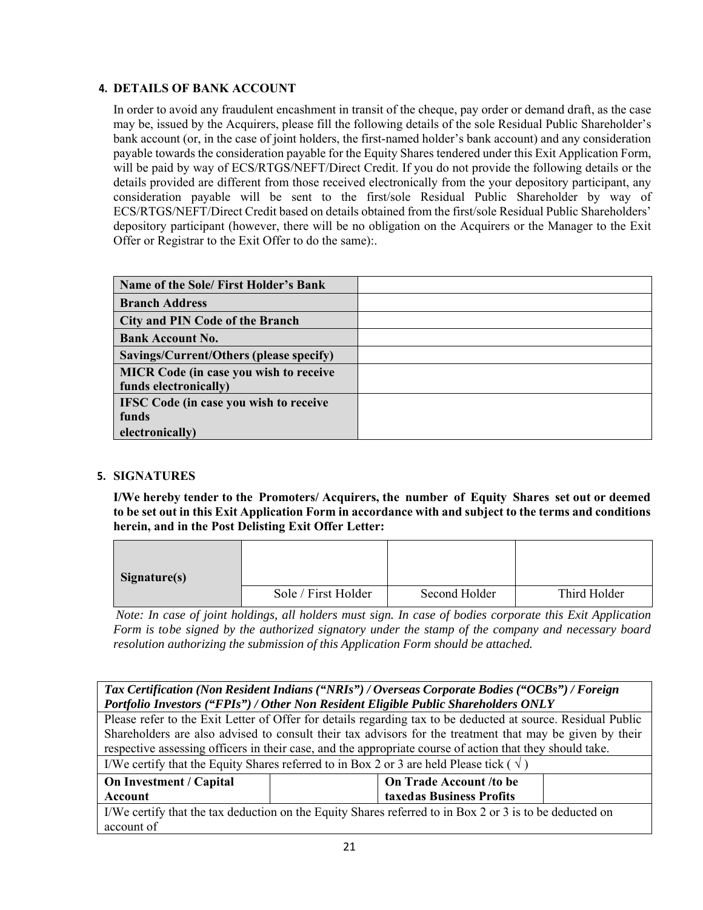**4. DETAILS OF BANK ACCOUNT**

In order to avoid any fraudulent encashment in transit of the cheque, pay order or demand draft, as the case may be, issued by the Acquirers, please fill the following details of the sole Residual Public Shareholder's bank account (or, in the case of joint holders, the first-named holder's bank account) and any consideration payable towards the consideration payable for the Equity Shares tendered under this Exit Application Form, will be paid by way of ECS/RTGS/NEFT/Direct Credit. If you do not provide the following details or the details provided are different from those received electronically from the your depository participant, any consideration payable will be sent to the first/sole Residual Public Shareholder by way of ECS/RTGS/NEFT/Direct Credit based on details obtained from the first/sole Residual Public Shareholders' depository participant (however, there will be no obligation on the Acquirers or the Manager to the Exit Offer or Registrar to the Exit Offer to do the same):.

| | |
|---|---|
| **Name of the Sole/ First Holder's Bank** | |
| **Branch Address** | |
| **City and PIN Code of the Branch** | |
| **Bank Account No.** | |
| **Savings/Current/Others (please specify)** | |
| **MICR Code (in case you wish to receive funds electronically)** | |
| **IFSC Code (in case you wish to receive funds electronically)** | |

**5. SIGNATURES**

**I/We hereby tender to the Promoters/ Acquirers, the number of Equity Shares set out or deemed to be set out in this Exit Application Form in accordance with and subject to the terms and conditions herein, and in the Post Delisting Exit Offer Letter:**

| **Signature(s)** | | | |
|---|---|---|---|
| | Sole / First Holder | Second Holder | Third Holder |

*Note: In case of joint holdings, all holders must sign. In case of bodies corporate this Exit Application Form is tobe signed by the authorized signatory under the stamp of the company and necessary board resolution authorizing the submission of this Application Form should be attached.*

| ***Tax Certification (Non Resident Indians ("NRIs") / Overseas Corporate Bodies ("OCBs") / Foreign Portfolio Investors ("FPIs") / Other Non Resident Eligible Public Shareholders ONLY*** | | | |
|---|---|---|---|
| Please refer to the Exit Letter of Offer for details regarding tax to be deducted at source. Residual Public Shareholders are also advised to consult their tax advisors for the treatment that may be given by their respective assessing officers in their case, and the appropriate course of action that they should take. | | | |
| I/We certify that the Equity Shares referred to in Box 2 or 3 are held Please tick ( √ ) | | | |
| **On Investment / Capital Account** | | **On Trade Account /to be taxedas Business Profits** | |
| I/We certify that the tax deduction on the Equity Shares referred to in Box 2 or 3 is to be deducted on account of | | | |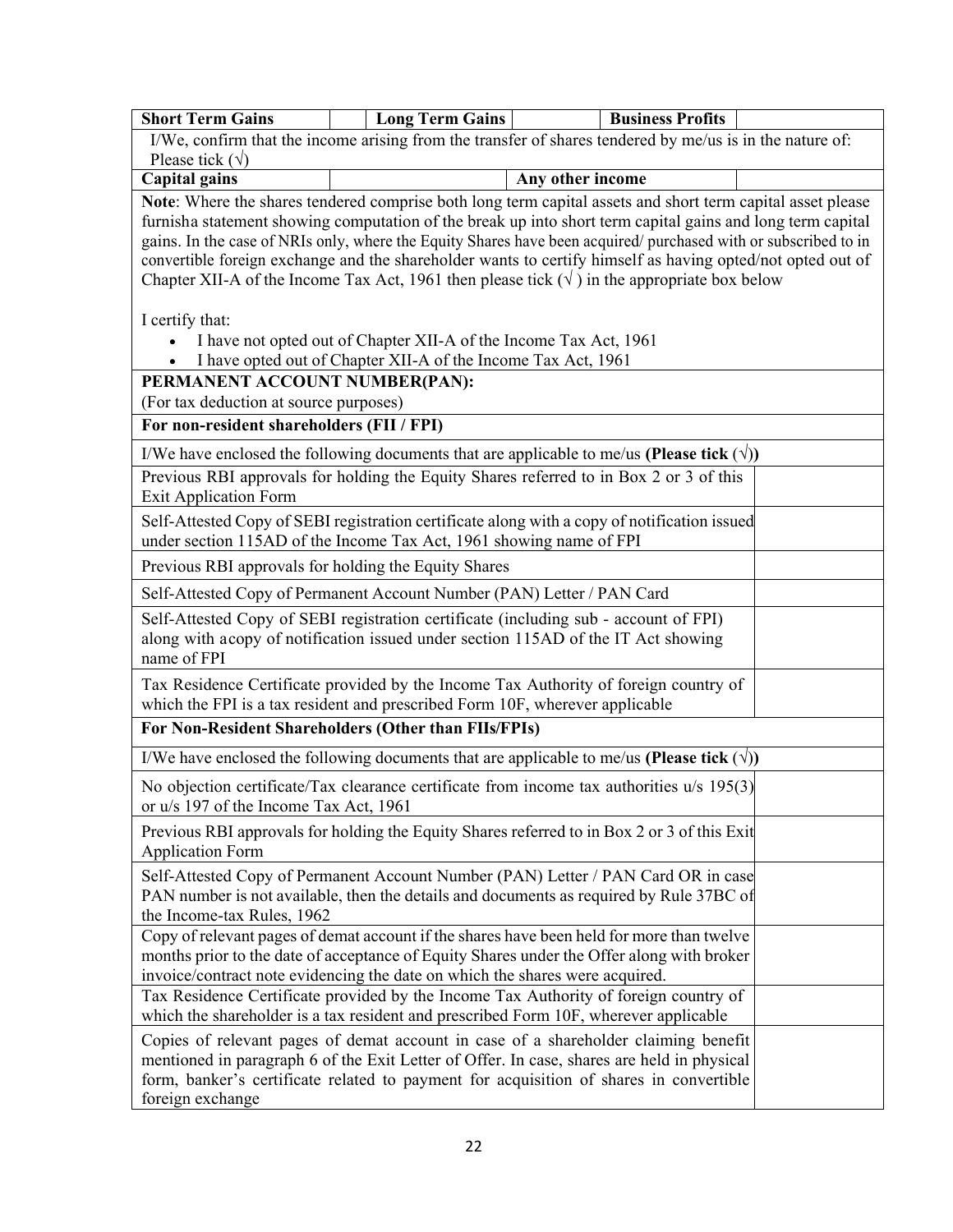| Short Term Gains | | Long Term Gains | | Business Profits | |
|---|---|---|---|---|---|

I/We, confirm that the income arising from the transfer of shares tendered by me/us is in the nature of: Please tick (√)

| Capital gains | | Any other income | |
|---|---|---|---|

**Note**: Where the shares tendered comprise both long term capital assets and short term capital asset please furnisha statement showing computation of the break up into short term capital gains and long term capital gains. In the case of NRIs only, where the Equity Shares have been acquired/ purchased with or subscribed to in convertible foreign exchange and the shareholder wants to certify himself as having opted/not opted out of Chapter XII-A of the Income Tax Act, 1961 then please tick (√ ) in the appropriate box below

I certify that:

- I have not opted out of Chapter XII-A of the Income Tax Act, 1961
- I have opted out of Chapter XII-A of the Income Tax Act, 1961

**PERMANENT ACCOUNT NUMBER(PAN):**

(For tax deduction at source purposes)

**For non-resident shareholders (FII / FPI)**

I/We have enclosed the following documents that are applicable to me/us **(Please tick (√))**

| Document | Tick |
|---|---|
| Previous RBI approvals for holding the Equity Shares referred to in Box 2 or 3 of this Exit Application Form | |
| Self-Attested Copy of SEBI registration certificate along with a copy of notification issued under section 115AD of the Income Tax Act, 1961 showing name of FPI | |
| Previous RBI approvals for holding the Equity Shares | |
| Self-Attested Copy of Permanent Account Number (PAN) Letter / PAN Card | |
| Self-Attested Copy of SEBI registration certificate (including sub - account of FPI) along with acopy of notification issued under section 115AD of the IT Act showing name of FPI | |
| Tax Residence Certificate provided by the Income Tax Authority of foreign country of which the FPI is a tax resident and prescribed Form 10F, wherever applicable | |

**For Non-Resident Shareholders (Other than FIIs/FPIs)**

I/We have enclosed the following documents that are applicable to me/us **(Please tick (√))**

| Document | Tick |
|---|---|
| No objection certificate/Tax clearance certificate from income tax authorities u/s 195(3) or u/s 197 of the Income Tax Act, 1961 | |
| Previous RBI approvals for holding the Equity Shares referred to in Box 2 or 3 of this Exit Application Form | |
| Self-Attested Copy of Permanent Account Number (PAN) Letter / PAN Card OR in case PAN number is not available, then the details and documents as required by Rule 37BC of the Income-tax Rules, 1962 | |
| Copy of relevant pages of demat account if the shares have been held for more than twelve months prior to the date of acceptance of Equity Shares under the Offer along with broker invoice/contract note evidencing the date on which the shares were acquired. | |
| Tax Residence Certificate provided by the Income Tax Authority of foreign country of which the shareholder is a tax resident and prescribed Form 10F, wherever applicable | |
| Copies of relevant pages of demat account in case of a shareholder claiming benefit mentioned in paragraph 6 of the Exit Letter of Offer. In case, shares are held in physical form, banker's certificate related to payment for acquisition of shares in convertible foreign exchange | |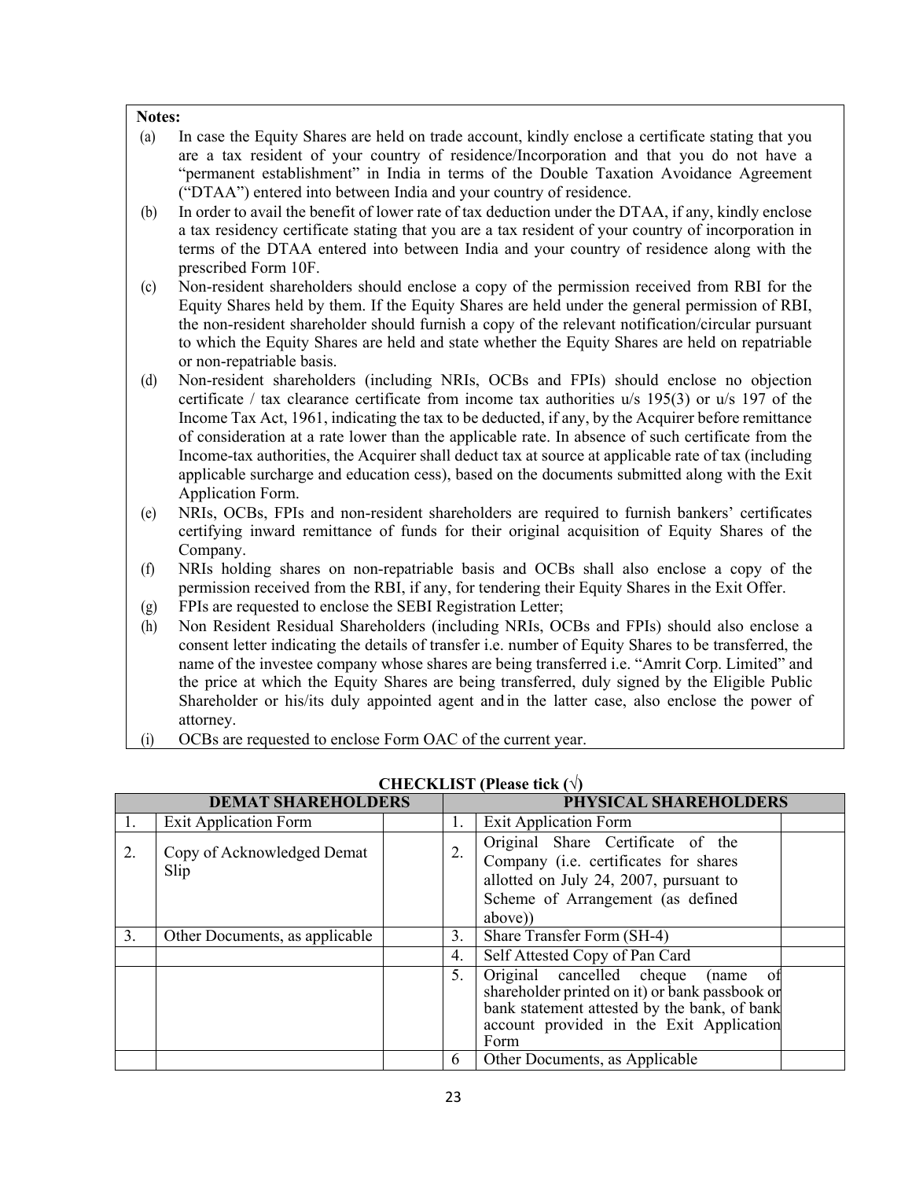**Notes:**

(a) In case the Equity Shares are held on trade account, kindly enclose a certificate stating that you are a tax resident of your country of residence/Incorporation and that you do not have a "permanent establishment" in India in terms of the Double Taxation Avoidance Agreement ("DTAA") entered into between India and your country of residence.

(b) In order to avail the benefit of lower rate of tax deduction under the DTAA, if any, kindly enclose a tax residency certificate stating that you are a tax resident of your country of incorporation in terms of the DTAA entered into between India and your country of residence along with the prescribed Form 10F.

(c) Non-resident shareholders should enclose a copy of the permission received from RBI for the Equity Shares held by them. If the Equity Shares are held under the general permission of RBI, the non-resident shareholder should furnish a copy of the relevant notification/circular pursuant to which the Equity Shares are held and state whether the Equity Shares are held on repatriable or non-repatriable basis.

(d) Non-resident shareholders (including NRIs, OCBs and FPIs) should enclose no objection certificate / tax clearance certificate from income tax authorities u/s 195(3) or u/s 197 of the Income Tax Act, 1961, indicating the tax to be deducted, if any, by the Acquirer before remittance of consideration at a rate lower than the applicable rate. In absence of such certificate from the Income-tax authorities, the Acquirer shall deduct tax at source at applicable rate of tax (including applicable surcharge and education cess), based on the documents submitted along with the Exit Application Form.

(e) NRIs, OCBs, FPIs and non-resident shareholders are required to furnish bankers' certificates certifying inward remittance of funds for their original acquisition of Equity Shares of the Company.

(f) NRIs holding shares on non-repatriable basis and OCBs shall also enclose a copy of the permission received from the RBI, if any, for tendering their Equity Shares in the Exit Offer.

(g) FPIs are requested to enclose the SEBI Registration Letter;

(h) Non Resident Residual Shareholders (including NRIs, OCBs and FPIs) should also enclose a consent letter indicating the details of transfer i.e. number of Equity Shares to be transferred, the name of the investee company whose shares are being transferred i.e. "Amrit Corp. Limited" and the price at which the Equity Shares are being transferred, duly signed by the Eligible Public Shareholder or his/its duly appointed agent and in the latter case, also enclose the power of attorney.

(i) OCBs are requested to enclose Form OAC of the current year.

**CHECKLIST (Please tick (√)**

| DEMAT SHAREHOLDERS | | | PHYSICAL SHAREHOLDERS | | |
|---|---|---|---|---|---|
| 1. | Exit Application Form | | 1. | Exit Application Form | |
| 2. | Copy of Acknowledged Demat Slip | | 2. | Original Share Certificate of the Company (i.e. certificates for shares allotted on July 24, 2007, pursuant to Scheme of Arrangement (as defined above)) | |
| 3. | Other Documents, as applicable | | 3. | Share Transfer Form (SH-4) | |
| | | | 4. | Self Attested Copy of Pan Card | |
| | | | 5. | Original cancelled cheque (name of shareholder printed on it) or bank passbook or bank statement attested by the bank, of bank account provided in the Exit Application Form | |
| | | | 6 | Other Documents, as Applicable | |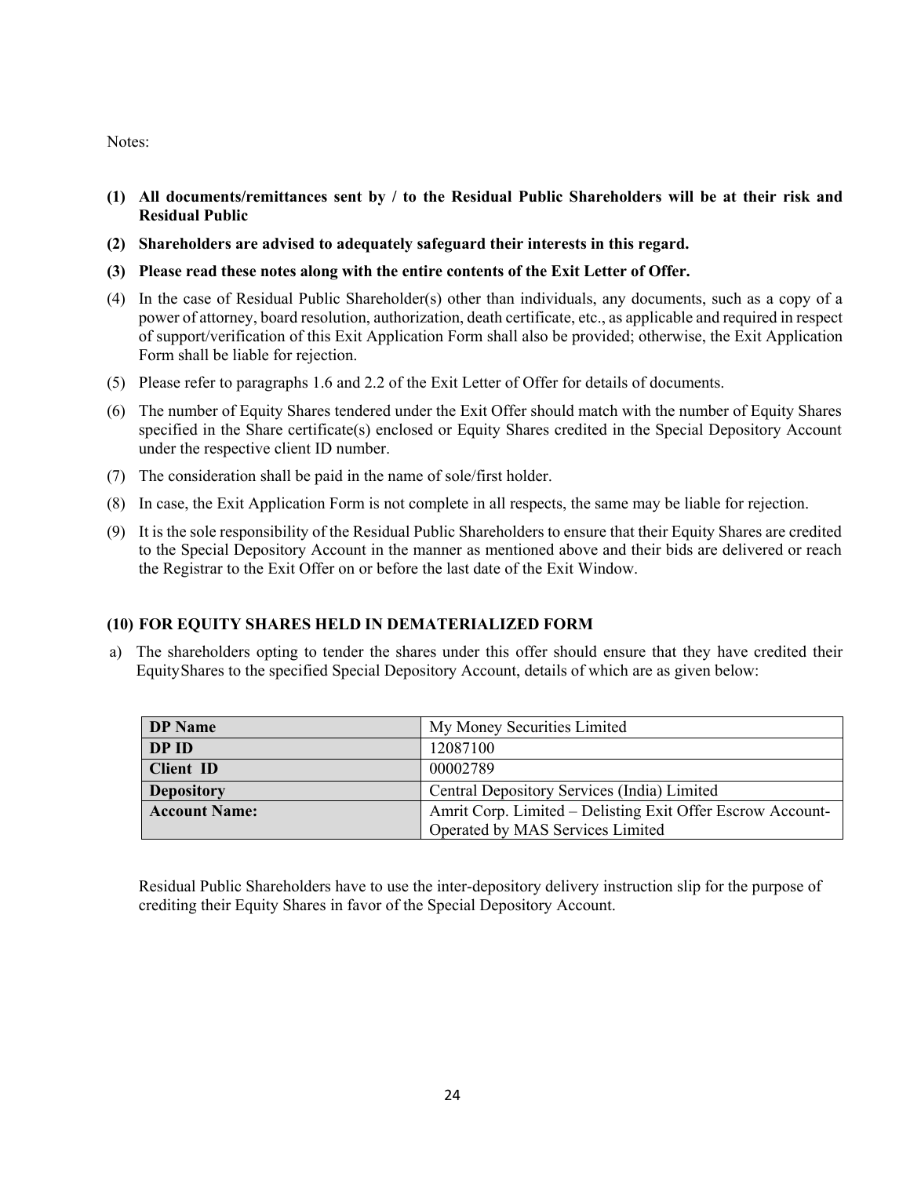Notes:

**(1) All documents/remittances sent by / to the Residual Public Shareholders will be at their risk and Residual Public**

**(2) Shareholders are advised to adequately safeguard their interests in this regard.**

**(3) Please read these notes along with the entire contents of the Exit Letter of Offer.**

(4) In the case of Residual Public Shareholder(s) other than individuals, any documents, such as a copy of a power of attorney, board resolution, authorization, death certificate, etc., as applicable and required in respect of support/verification of this Exit Application Form shall also be provided; otherwise, the Exit Application Form shall be liable for rejection.

(5) Please refer to paragraphs 1.6 and 2.2 of the Exit Letter of Offer for details of documents.

(6) The number of Equity Shares tendered under the Exit Offer should match with the number of Equity Shares specified in the Share certificate(s) enclosed or Equity Shares credited in the Special Depository Account under the respective client ID number.

(7) The consideration shall be paid in the name of sole/first holder.

(8) In case, the Exit Application Form is not complete in all respects, the same may be liable for rejection.

(9) It is the sole responsibility of the Residual Public Shareholders to ensure that their Equity Shares are credited to the Special Depository Account in the manner as mentioned above and their bids are delivered or reach the Registrar to the Exit Offer on or before the last date of the Exit Window.

**(10) FOR EQUITY SHARES HELD IN DEMATERIALIZED FORM**

a) The shareholders opting to tender the shares under this offer should ensure that they have credited their EquityShares to the specified Special Depository Account, details of which are as given below:

| **DP Name** | My Money Securities Limited |
|---|---|
| **DP ID** | 12087100 |
| **Client ID** | 00002789 |
| **Depository** | Central Depository Services (India) Limited |
| **Account Name:** | Amrit Corp. Limited – Delisting Exit Offer Escrow Account-Operated by MAS Services Limited |

Residual Public Shareholders have to use the inter-depository delivery instruction slip for the purpose of crediting their Equity Shares in favor of the Special Depository Account.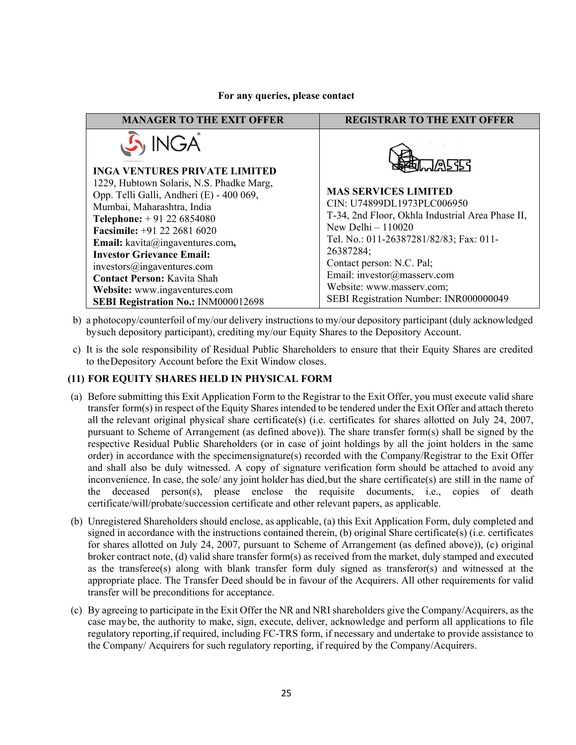**For any queries, please contact**

| MANAGER TO THE EXIT OFFER | REGISTRAR TO THE EXIT OFFER |
|---|---|
| INGA<br>**INGA VENTURES PRIVATE LIMITED**<br>1229, Hubtown Solaris, N.S. Phadke Marg, Opp. Telli Galli, Andheri (E) - 400 069, Mumbai, Maharashtra, India<br>**Telephone:** + 91 22 6854080<br>**Facsimile:** +91 22 2681 6020<br>**Email:** kavita@ingaventures.com**,**<br>**Investor Grievance Email:** investors@ingaventures.com<br>**Contact Person:** Kavita Shah<br>**Website:** www.ingaventures.com<br>**SEBI Registration No.:** INM000012698 | **MAS SERVICES LIMITED**<br>CIN: U74899DL1973PLC006950<br>T-34, 2nd Floor, Okhla Industrial Area Phase II, New Delhi – 110020<br>Tel. No.: 011-26387281/82/83; Fax: 011-26387284;<br>Contact person: N.C. Pal;<br>Email: investor@masserv.com<br>Website: www.masserv.com;<br>SEBI Registration Number: INR000000049 |

b) a photocopy/counterfoil of my/our delivery instructions to my/our depository participant (duly acknowledged bysuch depository participant), crediting my/our Equity Shares to the Depository Account.

c) It is the sole responsibility of Residual Public Shareholders to ensure that their Equity Shares are credited to theDepository Account before the Exit Window closes.

### (11) FOR EQUITY SHARES HELD IN PHYSICAL FORM

(a) Before submitting this Exit Application Form to the Registrar to the Exit Offer, you must execute valid share transfer form(s) in respect of the Equity Shares intended to be tendered under the Exit Offer and attach thereto all the relevant original physical share certificate(s) (i.e. certificates for shares allotted on July 24, 2007, pursuant to Scheme of Arrangement (as defined above)). The share transfer form(s) shall be signed by the respective Residual Public Shareholders (or in case of joint holdings by all the joint holders in the same order) in accordance with the specimensignature(s) recorded with the Company/Registrar to the Exit Offer and shall also be duly witnessed. A copy of signature verification form should be attached to avoid any inconvenience. In case, the sole/ any joint holder has died,but the share certificate(s) are still in the name of the deceased person(s), please enclose the requisite documents, i.e., copies of death certificate/will/probate/succession certificate and other relevant papers, as applicable.

(b) Unregistered Shareholders should enclose, as applicable, (a) this Exit Application Form, duly completed and signed in accordance with the instructions contained therein, (b) original Share certificate(s) (i.e. certificates for shares allotted on July 24, 2007, pursuant to Scheme of Arrangement (as defined above)), (c) original broker contract note, (d) valid share transfer form(s) as received from the market, duly stamped and executed as the transferee(s) along with blank transfer form duly signed as transferor(s) and witnessed at the appropriate place. The Transfer Deed should be in favour of the Acquirers. All other requirements for valid transfer will be preconditions for acceptance.

(c) By agreeing to participate in the Exit Offer the NR and NRI shareholders give the Company/Acquirers, as the case maybe, the authority to make, sign, execute, deliver, acknowledge and perform all applications to file regulatory reporting,if required, including FC-TRS form, if necessary and undertake to provide assistance to the Company/ Acquirers for such regulatory reporting, if required by the Company/Acquirers.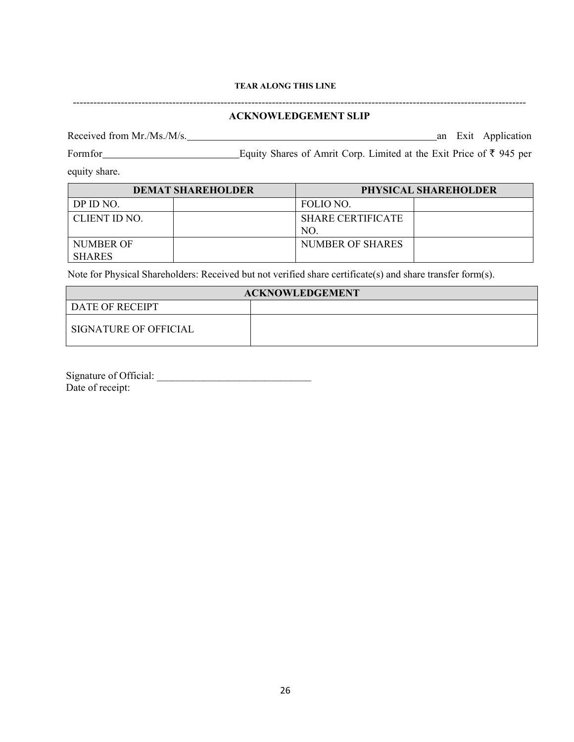**TEAR ALONG THIS LINE**

-----------------------------------------------------------------------------------------------------------------------------------

## ACKNOWLEDGEMENT SLIP

Received from Mr./Ms./M/s.\_\_\_\_\_\_\_\_\_\_\_\_\_\_\_\_\_\_\_\_\_\_\_\_\_\_\_\_\_\_\_\_\_\_\_\_\_\_\_\_\_\_\_\_\_\_\_\_\_\_an Exit Application Formfor\_\_\_\_\_\_\_\_\_\_\_\_\_\_\_\_\_\_\_\_\_\_\_\_\_\_\_Equity Shares of Amrit Corp. Limited at the Exit Price of ₹ 945 per equity share.

| DEMAT SHAREHOLDER | | PHYSICAL SHAREHOLDER | |
|---|---|---|---|
| DP ID NO. | | FOLIO NO. | |
| CLIENT ID NO. | | SHARE CERTIFICATE NO. | |
| NUMBER OF SHARES | | NUMBER OF SHARES | |

Note for Physical Shareholders: Received but not verified share certificate(s) and share transfer form(s).

| ACKNOWLEDGEMENT | |
|---|---|
| DATE OF RECEIPT | |
| SIGNATURE OF OFFICIAL | |

Signature of Official: \_\_\_\_\_\_\_\_\_\_\_\_\_\_\_\_\_\_\_\_\_\_\_\_\_\_\_\_\_\_\_
Date of receipt: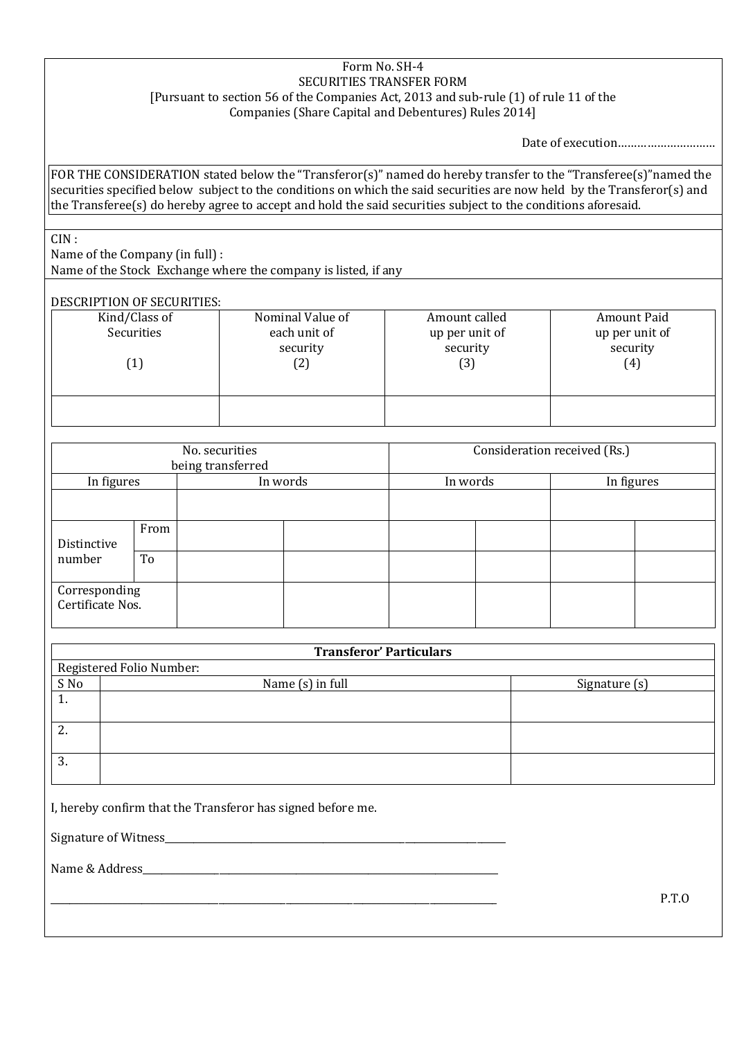Form No. SH-4

SECURITIES TRANSFER FORM

[Pursuant to section 56 of the Companies Act, 2013 and sub-rule (1) of rule 11 of the Companies (Share Capital and Debentures) Rules 2014]

Date of execution…………………………

FOR THE CONSIDERATION stated below the "Transferor(s)" named do hereby transfer to the "Transferee(s)"named the securities specified below subject to the conditions on which the said securities are now held by the Transferor(s) and the Transferee(s) do hereby agree to accept and hold the said securities subject to the conditions aforesaid.

CIN :

Name of the Company (in full) :

Name of the Stock Exchange where the company is listed, if any

DESCRIPTION OF SECURITIES:

| Kind/Class of Securities (1) | Nominal Value of each unit of security (2) | Amount called up per unit of security (3) | Amount Paid up per unit of security (4) |
|---|---|---|---|
| | | | |

| No. securities being transferred | | | | Consideration received (Rs.) | | | |
|---|---|---|---|---|---|---|---|
| In figures | | In words | | In words | | In figures | |
| | | | | | | | |
| Distinctive number | From | | | | | | |
| | To | | | | | | |
| Corresponding Certificate Nos. | | | | | | | |

| **Transferor' Particulars** | | |
|---|---|---|
| Registered Folio Number: | | |
| S No | Name (s) in full | Signature (s) |
| 1. | | |
| 2. | | |
| 3. | | |

I, hereby confirm that the Transferor has signed before me.

Signature of Witness\_\_\_\_\_\_\_\_\_\_\_\_\_\_\_\_\_\_\_\_\_\_\_\_\_\_\_\_\_\_\_\_\_\_\_\_\_\_\_\_\_\_\_\_\_\_\_\_

Name & Address\_\_\_\_\_\_\_\_\_\_\_\_\_\_\_\_\_\_\_\_\_\_\_\_\_\_\_\_\_\_\_\_\_\_\_\_\_\_\_\_\_\_\_\_\_\_\_\_\_\_\_\_

\_\_\_\_\_\_\_\_\_\_\_\_\_\_\_\_\_\_\_\_\_\_\_\_\_\_\_\_\_\_\_\_\_\_\_\_\_\_\_\_\_\_\_\_\_\_\_\_\_\_\_\_\_\_\_\_\_\_\_\_\_\_\_\_\_\_\_\_

P.T.O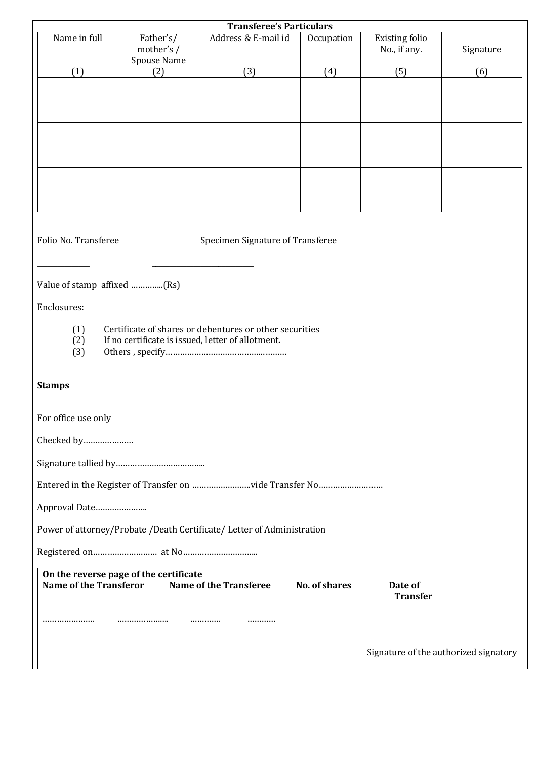**Transferee's Particulars**

| Name in full | Father's/ mother's / Spouse Name | Address & E-mail id | Occupation | Existing folio No., if any. | Signature |
|---|---|---|---|---|---|
| (1) | (2) | (3) | (4) | (5) | (6) |
| | | | | | |
| | | | | | |
| | | | | | |

Folio No. Transferee                    Specimen Signature of Transferee

_____________                    ___________________________

Value of stamp affixed …………..(Rs)

Enclosures:

(1) Certificate of shares or debentures or other securities
(2) If no certificate is issued, letter of allotment.
(3) Others , specify……………………………..…………

**Stamps**

For office use only

Checked by…………………

Signature tallied by………………………………..

Entered in the Register of Transfer on …………………….vide Transfer No………………………

Approval Date…………………..

Power of attorney/Probate /Death Certificate/ Letter of Administration

Registered on……………………… at No…………………………..

**On the reverse page of the certificate**

| **Name of the Transferor** | **Name of the Transferee** | **No. of shares** | **Date of Transfer** |
|---|---|---|---|
| ………………….. | ………………..… | ………… | ……….. |

Signature of the authorized signatory